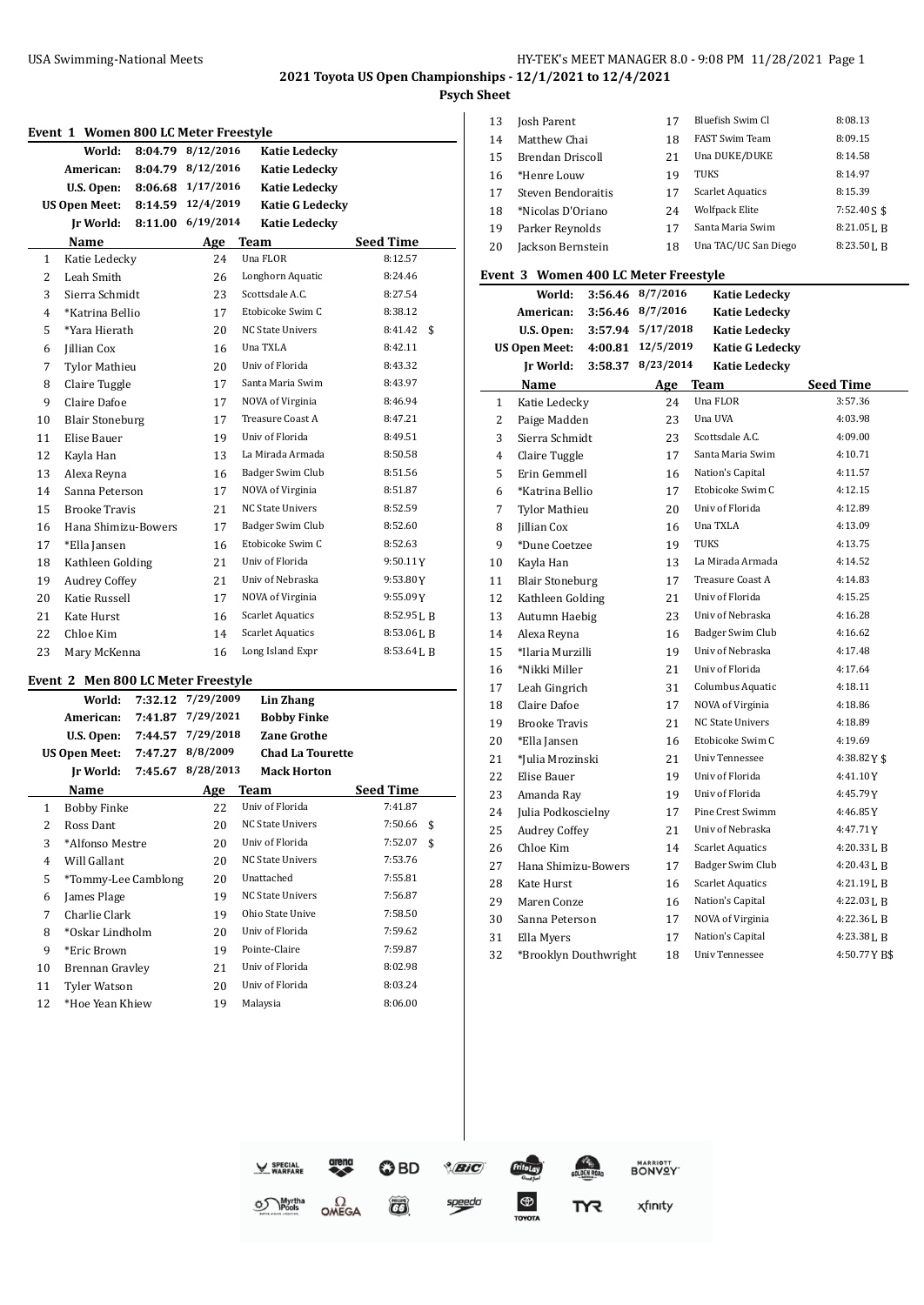**2021 Toyota US Open Championships - 12/1/2021 to 12/4/2021**

**Psych Sheet**

### Event 1 Women 800 LC Meter Freestyle

| | | | |
|---|---|---|---|
| World: | 8:04.79 | 8/12/2016 | Katie Ledecky |
| American: | 8:04.79 | 8/12/2016 | Katie Ledecky |
| U.S. Open: | 8:06.68 | 1/17/2016 | Katie Ledecky |
| US Open Meet: | 8:14.59 | 12/4/2019 | Katie G Ledecky |
| Jr World: | 8:11.00 | 6/19/2014 | Katie Ledecky |

| | Name | Age | Team | Seed Time |
|---|---|---|---|---|
| 1 | Katie Ledecky | 24 | Una FLOR | 8:12.57 |
| 2 | Leah Smith | 26 | Longhorn Aquatic | 8:24.46 |
| 3 | Sierra Schmidt | 23 | Scottsdale A.C. | 8:27.54 |
| 4 | *Katrina Bellio | 17 | Etobicoke Swim C | 8:38.12 |
| 5 | *Yara Hierath | 20 | NC State Univers | 8:41.42 $ |
| 6 | Jillian Cox | 16 | Una TXLA | 8:42.11 |
| 7 | Tylor Mathieu | 20 | Univ of Florida | 8:43.32 |
| 8 | Claire Tuggle | 17 | Santa Maria Swim | 8:43.97 |
| 9 | Claire Dafoe | 17 | NOVA of Virginia | 8:46.94 |
| 10 | Blair Stoneburg | 17 | Treasure Coast A | 8:47.21 |
| 11 | Elise Bauer | 19 | Univ of Florida | 8:49.51 |
| 12 | Kayla Han | 13 | La Mirada Armada | 8:50.58 |
| 13 | Alexa Reyna | 16 | Badger Swim Club | 8:51.56 |
| 14 | Sanna Peterson | 17 | NOVA of Virginia | 8:51.87 |
| 15 | Brooke Travis | 21 | NC State Univers | 8:52.59 |
| 16 | Hana Shimizu-Bowers | 17 | Badger Swim Club | 8:52.60 |
| 17 | *Ella Jansen | 16 | Etobicoke Swim C | 8:52.63 |
| 18 | Kathleen Golding | 21 | Univ of Florida | 9:50.11Y |
| 19 | Audrey Coffey | 21 | Univ of Nebraska | 9:53.80Y |
| 20 | Katie Russell | 17 | NOVA of Virginia | 9:55.09Y |
| 21 | Kate Hurst | 16 | Scarlet Aquatics | 8:52.95L B |
| 22 | Chloe Kim | 14 | Scarlet Aquatics | 8:53.06L B |
| 23 | Mary McKenna | 16 | Long Island Expr | 8:53.64L B |

### Event 2 Men 800 LC Meter Freestyle

| | | | |
|---|---|---|---|
| World: | 7:32.12 | 7/29/2009 | Lin Zhang |
| American: | 7:41.87 | 7/29/2021 | Bobby Finke |
| U.S. Open: | 7:44.57 | 7/29/2018 | Zane Grothe |
| US Open Meet: | 7:47.27 | 8/8/2009 | Chad La Tourette |
| Jr World: | 7:45.67 | 8/28/2013 | Mack Horton |

| | Name | Age | Team | Seed Time |
|---|---|---|---|---|
| 1 | Bobby Finke | 22 | Univ of Florida | 7:41.87 |
| 2 | Ross Dant | 20 | NC State Univers | 7:50.66 $ |
| 3 | *Alfonso Mestre | 20 | Univ of Florida | 7:52.07 $ |
| 4 | Will Gallant | 20 | NC State Univers | 7:53.76 |
| 5 | *Tommy-Lee Camblong | 20 | Unattached | 7:55.81 |
| 6 | James Plage | 19 | NC State Univers | 7:56.87 |
| 7 | Charlie Clark | 19 | Ohio State Unive | 7:58.50 |
| 8 | *Oskar Lindholm | 20 | Univ of Florida | 7:59.62 |
| 9 | *Eric Brown | 19 | Pointe-Claire | 7:59.87 |
| 10 | Brennan Gravley | 21 | Univ of Florida | 8:02.98 |
| 11 | Tyler Watson | 20 | Univ of Florida | 8:03.24 |
| 12 | *Hoe Yean Khiew | 19 | Malaysia | 8:06.00 |
| 13 | Josh Parent | 17 | Bluefish Swim Cl | 8:08.13 |
| 14 | Matthew Chai | 18 | FAST Swim Team | 8:09.15 |
| 15 | Brendan Driscoll | 21 | Una DUKE/DUKE | 8:14.58 |
| 16 | *Henre Louw | 19 | TUKS | 8:14.97 |
| 17 | Steven Bendoraitis | 17 | Scarlet Aquatics | 8:15.39 |
| 18 | *Nicolas D'Oriano | 24 | Wolfpack Elite | 7:52.40S $ |
| 19 | Parker Reynolds | 17 | Santa Maria Swim | 8:21.05L B |
| 20 | Jackson Bernstein | 18 | Una TAC/UC San Diego | 8:23.50L B |

### Event 3 Women 400 LC Meter Freestyle

| | | | |
|---|---|---|---|
| World: | 3:56.46 | 8/7/2016 | Katie Ledecky |
| American: | 3:56.46 | 8/7/2016 | Katie Ledecky |
| U.S. Open: | 3:57.94 | 5/17/2018 | Katie Ledecky |
| US Open Meet: | 4:00.81 | 12/5/2019 | Katie G Ledecky |
| Jr World: | 3:58.37 | 8/23/2014 | Katie Ledecky |

| | Name | Age | Team | Seed Time |
|---|---|---|---|---|
| 1 | Katie Ledecky | 24 | Una FLOR | 3:57.36 |
| 2 | Paige Madden | 23 | Una UVA | 4:03.98 |
| 3 | Sierra Schmidt | 23 | Scottsdale A.C. | 4:09.00 |
| 4 | Claire Tuggle | 17 | Santa Maria Swim | 4:10.71 |
| 5 | Erin Gemmell | 16 | Nation's Capital | 4:11.57 |
| 6 | *Katrina Bellio | 17 | Etobicoke Swim C | 4:12.15 |
| 7 | Tylor Mathieu | 20 | Univ of Florida | 4:12.89 |
| 8 | Jillian Cox | 16 | Una TXLA | 4:13.09 |
| 9 | *Dune Coetzee | 19 | TUKS | 4:13.75 |
| 10 | Kayla Han | 13 | La Mirada Armada | 4:14.52 |
| 11 | Blair Stoneburg | 17 | Treasure Coast A | 4:14.83 |
| 12 | Kathleen Golding | 21 | Univ of Florida | 4:15.25 |
| 13 | Autumn Haebig | 23 | Univ of Nebraska | 4:16.28 |
| 14 | Alexa Reyna | 16 | Badger Swim Club | 4:16.62 |
| 15 | *Ilaria Murzilli | 19 | Univ of Nebraska | 4:17.48 |
| 16 | *Nikki Miller | 21 | Univ of Florida | 4:17.64 |
| 17 | Leah Gingrich | 31 | Columbus Aquatic | 4:18.11 |
| 18 | Claire Dafoe | 17 | NOVA of Virginia | 4:18.86 |
| 19 | Brooke Travis | 21 | NC State Univers | 4:18.89 |
| 20 | *Ella Jansen | 16 | Etobicoke Swim C | 4:19.69 |
| 21 | *Julia Mrozinski | 21 | Univ Tennessee | 4:38.82Y $ |
| 22 | Elise Bauer | 19 | Univ of Florida | 4:41.10Y |
| 23 | Amanda Ray | 19 | Univ of Florida | 4:45.79Y |
| 24 | Julia Podkoscielny | 17 | Pine Crest Swimm | 4:46.85Y |
| 25 | Audrey Coffey | 21 | Univ of Nebraska | 4:47.71Y |
| 26 | Chloe Kim | 14 | Scarlet Aquatics | 4:20.33L B |
| 27 | Hana Shimizu-Bowers | 17 | Badger Swim Club | 4:20.43L B |
| 28 | Kate Hurst | 16 | Scarlet Aquatics | 4:21.19L B |
| 29 | Maren Conze | 16 | Nation's Capital | 4:22.03L B |
| 30 | Sanna Peterson | 17 | NOVA of Virginia | 4:22.36L B |
| 31 | Ella Myers | 17 | Nation's Capital | 4:23.38L B |
| 32 | *Brooklyn Douthwright | 18 | Univ Tennessee | 4:50.77Y B$ |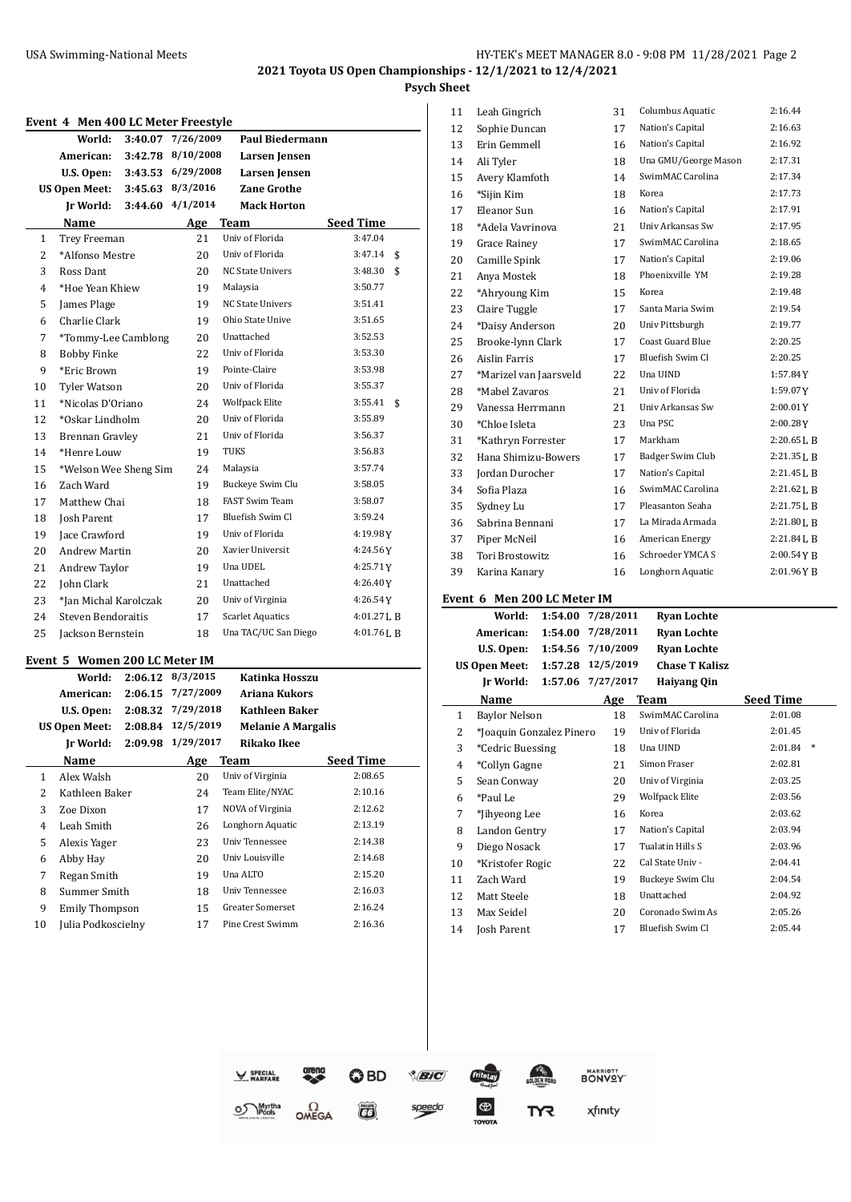## 2021 Toyota US Open Championships - 12/1/2021 to 12/4/2021

### Psych Sheet

#### Event 4 Men 400 LC Meter Freestyle

| Record | Time | Date | Holder |
|---|---|---|---|
| World: | 3:40.07 | 7/26/2009 | Paul Biedermann |
| American: | 3:42.78 | 8/10/2008 | Larsen Jensen |
| U.S. Open: | 3:43.53 | 6/29/2008 | Larsen Jensen |
| US Open Meet: | 3:45.63 | 8/3/2016 | Zane Grothe |
| Jr World: | 3:44.60 | 4/1/2014 | Mack Horton |

| | Name | Age | Team | Seed Time |
|---|---|---|---|---|
| 1 | Trey Freeman | 21 | Univ of Florida | 3:47.04 |
| 2 | *Alfonso Mestre | 20 | Univ of Florida | 3:47.14 $ |
| 3 | Ross Dant | 20 | NC State Univers | 3:48.30 $ |
| 4 | *Hoe Yean Khiew | 19 | Malaysia | 3:50.77 |
| 5 | James Plage | 19 | NC State Univers | 3:51.41 |
| 6 | Charlie Clark | 19 | Ohio State Unive | 3:51.65 |
| 7 | *Tommy-Lee Camblong | 20 | Unattached | 3:52.53 |
| 8 | Bobby Finke | 22 | Univ of Florida | 3:53.30 |
| 9 | *Eric Brown | 19 | Pointe-Claire | 3:53.98 |
| 10 | Tyler Watson | 20 | Univ of Florida | 3:55.37 |
| 11 | *Nicolas D'Oriano | 24 | Wolfpack Elite | 3:55.41 $ |
| 12 | *Oskar Lindholm | 20 | Univ of Florida | 3:55.89 |
| 13 | Brennan Gravley | 21 | Univ of Florida | 3:56.37 |
| 14 | *Henre Louw | 19 | TUKS | 3:56.83 |
| 15 | *Welson Wee Sheng Sim | 24 | Malaysia | 3:57.74 |
| 16 | Zach Ward | 19 | Buckeye Swim Clu | 3:58.05 |
| 17 | Matthew Chai | 18 | FAST Swim Team | 3:58.07 |
| 18 | Josh Parent | 17 | Bluefish Swim Cl | 3:59.24 |
| 19 | Jace Crawford | 19 | Univ of Florida | 4:19.98Y |
| 20 | Andrew Martin | 20 | Xavier Universit | 4:24.56Y |
| 21 | Andrew Taylor | 19 | Una UDEL | 4:25.71Y |
| 22 | John Clark | 21 | Unattached | 4:26.40Y |
| 23 | *Jan Michal Karolczak | 20 | Univ of Virginia | 4:26.54Y |
| 24 | Steven Bendoraitis | 17 | Scarlet Aquatics | 4:01.27L B |
| 25 | Jackson Bernstein | 18 | Una TAC/UC San Diego | 4:01.76L B |

#### Event 5 Women 200 LC Meter IM

| Record | Time | Date | Holder |
|---|---|---|---|
| World: | 2:06.12 | 8/3/2015 | Katinka Hosszu |
| American: | 2:06.15 | 7/27/2009 | Ariana Kukors |
| U.S. Open: | 2:08.32 | 7/29/2018 | Kathleen Baker |
| US Open Meet: | 2:08.84 | 12/5/2019 | Melanie A Margalis |
| Jr World: | 2:09.98 | 1/29/2017 | Rikako Ikee |

| | Name | Age | Team | Seed Time |
|---|---|---|---|---|
| 1 | Alex Walsh | 20 | Univ of Virginia | 2:08.65 |
| 2 | Kathleen Baker | 24 | Team Elite/NYAC | 2:10.16 |
| 3 | Zoe Dixon | 17 | NOVA of Virginia | 2:12.62 |
| 4 | Leah Smith | 26 | Longhorn Aquatic | 2:13.19 |
| 5 | Alexis Yager | 23 | Univ Tennessee | 2:14.38 |
| 6 | Abby Hay | 20 | Univ Louisville | 2:14.68 |
| 7 | Regan Smith | 19 | Una ALTO | 2:15.20 |
| 8 | Summer Smith | 18 | Univ Tennessee | 2:16.03 |
| 9 | Emily Thompson | 15 | Greater Somerset | 2:16.24 |
| 10 | Julia Podkoscielny | 17 | Pine Crest Swimm | 2:16.36 |
| 11 | Leah Gingrich | 31 | Columbus Aquatic | 2:16.44 |
| 12 | Sophie Duncan | 17 | Nation's Capital | 2:16.63 |
| 13 | Erin Gemmell | 16 | Nation's Capital | 2:16.92 |
| 14 | Ali Tyler | 18 | Una GMU/George Mason | 2:17.31 |
| 15 | Avery Klamfoth | 14 | SwimMAC Carolina | 2:17.34 |
| 16 | *Sijin Kim | 18 | Korea | 2:17.73 |
| 17 | Eleanor Sun | 16 | Nation's Capital | 2:17.91 |
| 18 | *Adela Vavrinova | 21 | Univ Arkansas Sw | 2:17.95 |
| 19 | Grace Rainey | 17 | SwimMAC Carolina | 2:18.65 |
| 20 | Camille Spink | 17 | Nation's Capital | 2:19.06 |
| 21 | Anya Mostek | 18 | Phoenixville YM | 2:19.28 |
| 22 | *Ahryoung Kim | 15 | Korea | 2:19.48 |
| 23 | Claire Tuggle | 17 | Santa Maria Swim | 2:19.54 |
| 24 | *Daisy Anderson | 20 | Univ Pittsburgh | 2:19.77 |
| 25 | Brooke-lynn Clark | 17 | Coast Guard Blue | 2:20.25 |
| 26 | Aislin Farris | 17 | Bluefish Swim Cl | 2:20.25 |
| 27 | *Marizel van Jaarsveld | 22 | Una UIND | 1:57.84Y |
| 28 | *Mabel Zavaros | 21 | Univ of Florida | 1:59.07Y |
| 29 | Vanessa Herrmann | 21 | Univ Arkansas Sw | 2:00.01Y |
| 30 | *Chloe Isleta | 23 | Una PSC | 2:00.28Y |
| 31 | *Kathryn Forrester | 17 | Markham | 2:20.65L B |
| 32 | Hana Shimizu-Bowers | 17 | Badger Swim Club | 2:21.35L B |
| 33 | Jordan Durocher | 17 | Nation's Capital | 2:21.45L B |
| 34 | Sofia Plaza | 16 | SwimMAC Carolina | 2:21.62L B |
| 35 | Sydney Lu | 17 | Pleasanton Seaha | 2:21.75L B |
| 36 | Sabrina Bennani | 17 | La Mirada Armada | 2:21.80L B |
| 37 | Piper McNeil | 16 | American Energy | 2:21.84L B |
| 38 | Tori Brostowitz | 16 | Schroeder YMCA S | 2:00.54Y B |
| 39 | Karina Kanary | 16 | Longhorn Aquatic | 2:01.96Y B |

#### Event 6 Men 200 LC Meter IM

| Record | Time | Date | Holder |
|---|---|---|---|
| World: | 1:54.00 | 7/28/2011 | Ryan Lochte |
| American: | 1:54.00 | 7/28/2011 | Ryan Lochte |
| U.S. Open: | 1:54.56 | 7/10/2009 | Ryan Lochte |
| US Open Meet: | 1:57.28 | 12/5/2019 | Chase T Kalisz |
| Jr World: | 1:57.06 | 7/27/2017 | Haiyang Qin |

| | Name | Age | Team | Seed Time |
|---|---|---|---|---|
| 1 | Baylor Nelson | 18 | SwimMAC Carolina | 2:01.08 |
| 2 | *Joaquin Gonzalez Pinero | 19 | Univ of Florida | 2:01.45 |
| 3 | *Cedric Buessing | 18 | Una UIND | 2:01.84 * |
| 4 | *Collyn Gagne | 21 | Simon Fraser | 2:02.81 |
| 5 | Sean Conway | 20 | Univ of Virginia | 2:03.25 |
| 6 | *Paul Le | 29 | Wolfpack Elite | 2:03.56 |
| 7 | *Jihyeong Lee | 16 | Korea | 2:03.62 |
| 8 | Landon Gentry | 17 | Nation's Capital | 2:03.94 |
| 9 | Diego Nosack | 17 | Tualatin Hills S | 2:03.96 |
| 10 | *Kristofer Rogic | 22 | Cal State Univ - | 2:04.41 |
| 11 | Zach Ward | 19 | Buckeye Swim Clu | 2:04.54 |
| 12 | Matt Steele | 18 | Unattached | 2:04.92 |
| 13 | Max Seidel | 20 | Coronado Swim As | 2:05.26 |
| 14 | Josh Parent | 17 | Bluefish Swim Cl | 2:05.44 |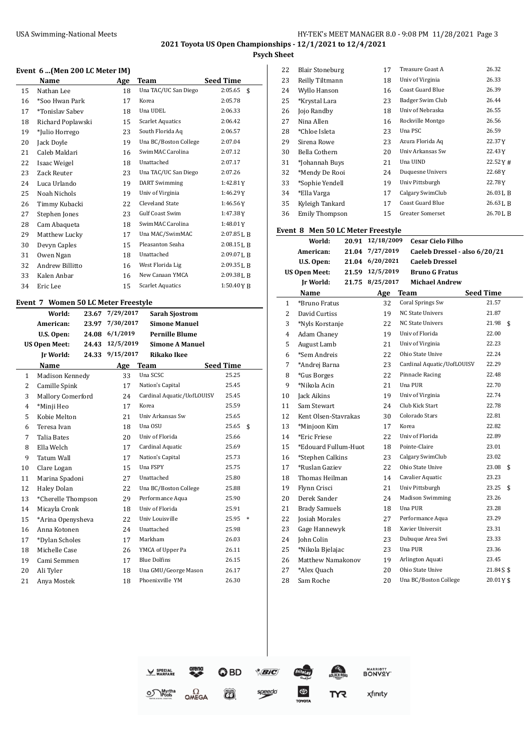**2021 Toyota US Open Championships - 12/1/2021 to 12/4/2021**

**Psych Sheet**

### Event 6 ...(Men 200 LC Meter IM)

| | Name | Age | Team | Seed Time | |
|---|---|---|---|---|---|
| 15 | Nathan Lee | 18 | Una TAC/UC San Diego | 2:05.65 | $ |
| 16 | *Soo Hwan Park | 17 | Korea | 2:05.78 | |
| 17 | *Tonislav Sabev | 18 | Una UDEL | 2:06.33 | |
| 18 | Richard Poplawski | 15 | Scarlet Aquatics | 2:06.42 | |
| 19 | *Julio Horrego | 23 | South Florida Aq | 2:06.57 | |
| 20 | Jack Doyle | 19 | Una BC/Boston College | 2:07.04 | |
| 21 | Caleb Maldari | 16 | SwimMAC Carolina | 2:07.12 | |
| 22 | Isaac Weigel | 18 | Unattached | 2:07.17 | |
| 23 | Zack Reuter | 23 | Una TAC/UC San Diego | 2:07.26 | |
| 24 | Luca Urlando | 19 | DART Swimming | 1:42.81Y | |
| 25 | Noah Nichols | 19 | Univ of Virginia | 1:46.29Y | |
| 26 | Timmy Kubacki | 22 | Cleveland State | 1:46.56Y | |
| 27 | Stephen Jones | 23 | Gulf Coast Swim | 1:47.38Y | |
| 28 | Cam Abaqueta | 18 | SwimMAC Carolina | 1:48.01Y | |
| 29 | Matthew Lucky | 17 | Una MAC/SwimMAC | 2:07.85L B | |
| 30 | Devyn Caples | 15 | Pleasanton Seaha | 2:08.15L B | |
| 31 | Owen Ngan | 18 | Unattached | 2:09.07L B | |
| 32 | Andrew Billitto | 16 | West Florida Lig | 2:09.35L B | |
| 33 | Kalen Anbar | 16 | New Canaan YMCA | 2:09.38L B | |
| 34 | Eric Lee | 15 | Scarlet Aquatics | 1:50.40Y B | |

### Event 7 Women 50 LC Meter Freestyle

| | | | |
|---|---|---|---|
| World: | 23.67 | 7/29/2017 | Sarah Sjostrom |
| American: | 23.97 | 7/30/2017 | Simone Manuel |
| U.S. Open: | 24.08 | 6/1/2019 | Pernille Blume |
| US Open Meet: | 24.43 | 12/5/2019 | Simone A Manuel |
| Jr World: | 24.33 | 9/15/2017 | Rikako Ikee |

| | Name | Age | Team | Seed Time | |
|---|---|---|---|---|---|
| 1 | Madison Kennedy | 33 | Una SCSC | 25.25 | |
| 2 | Camille Spink | 17 | Nation's Capital | 25.45 | |
| 3 | Mallory Comerford | 24 | Cardinal Aquatic/UofLOUISV | 25.45 | |
| 4 | *Minji Heo | 17 | Korea | 25.59 | |
| 5 | Kobie Melton | 21 | Univ Arkansas Sw | 25.65 | |
| 6 | Teresa Ivan | 18 | Una OSU | 25.65 | $ |
| 7 | Talia Bates | 20 | Univ of Florida | 25.66 | |
| 8 | Ella Welch | 17 | Cardinal Aquatic | 25.69 | |
| 9 | Tatum Wall | 17 | Nation's Capital | 25.73 | |
| 10 | Clare Logan | 15 | Una FSPY | 25.75 | |
| 11 | Marina Spadoni | 27 | Unattached | 25.80 | |
| 12 | Haley Dolan | 22 | Una BC/Boston College | 25.88 | |
| 13 | *Cherelle Thompson | 29 | Performance Aqua | 25.90 | |
| 14 | Micayla Cronk | 18 | Univ of Florida | 25.91 | |
| 15 | *Arina Openysheva | 22 | Univ Louisville | 25.95 | * |
| 16 | Anna Kotonen | 24 | Unattached | 25.98 | |
| 17 | *Dylan Scholes | 17 | Markham | 26.03 | |
| 18 | Michelle Case | 26 | YMCA of Upper Pa | 26.11 | |
| 19 | Cami Semmen | 17 | Blue Dolfins | 26.15 | |
| 20 | Ali Tyler | 18 | Una GMU/George Mason | 26.17 | |
| 21 | Anya Mostek | 18 | Phoenixville YM | 26.30 | |
| 22 | Blair Stoneburg | 17 | Treasure Coast A | 26.32 | |
| 23 | Reilly Tiltmann | 18 | Univ of Virginia | 26.33 | |
| 24 | Wyllo Hanson | 16 | Coast Guard Blue | 26.39 | |
| 25 | *Krystal Lara | 23 | Badger Swim Club | 26.44 | |
| 26 | Jojo Randby | 18 | Univ of Nebraska | 26.55 | |
| 27 | Nina Allen | 16 | Rockville Montgo | 26.56 | |
| 28 | *Chloe Isleta | 23 | Una PSC | 26.59 | |
| 29 | Sirena Rowe | 23 | Azura Florida Aq | 22.37Y | |
| 30 | Bella Cothern | 20 | Univ Arkansas Sw | 22.43Y | |
| 31 | *Johannah Buys | 21 | Una UIND | 22.52Y | # |
| 32 | *Mendy De Rooi | 24 | Duquesne Univers | 22.68Y | |
| 33 | *Sophie Yendell | 19 | Univ Pittsburgh | 22.78Y | |
| 34 | *Ella Varga | 17 | Calgary SwimClub | 26.03L B | |
| 35 | Kyleigh Tankard | 17 | Coast Guard Blue | 26.63L B | |
| 36 | Emily Thompson | 15 | Greater Somerset | 26.70L B | |

### Event 8 Men 50 LC Meter Freestyle

| | | | |
|---|---|---|---|
| World: | 20.91 | 12/18/2009 | Cesar Cielo Filho |
| American: | 21.04 | 7/27/2019 | Caeleb Dressel - also 6/20/21 |
| U.S. Open: | 21.04 | 6/20/2021 | Caeleb Dressel |
| US Open Meet: | 21.59 | 12/5/2019 | Bruno G Fratus |
| Jr World: | 21.75 | 8/25/2017 | Michael Andrew |

| | Name | Age | Team | Seed Time | |
|---|---|---|---|---|---|
| 1 | *Bruno Fratus | 32 | Coral Springs Sw | 21.57 | |
| 2 | David Curtiss | 19 | NC State Univers | 21.87 | |
| 3 | *Nyls Korstanje | 22 | NC State Univers | 21.98 | $ |
| 4 | Adam Chaney | 19 | Univ of Florida | 22.00 | |
| 5 | August Lamb | 21 | Univ of Virginia | 22.23 | |
| 6 | *Sem Andreis | 22 | Ohio State Unive | 22.24 | |
| 7 | *Andrej Barna | 23 | Cardinal Aquatic/UofLOUISV | 22.29 | |
| 8 | *Gus Borges | 22 | Pinnacle Racing | 22.48 | |
| 9 | *Nikola Acin | 21 | Una PUR | 22.70 | |
| 10 | Jack Aikins | 19 | Univ of Virginia | 22.74 | |
| 11 | Sam Stewart | 24 | Club Kick Start | 22.78 | |
| 12 | Kent Olsen-Stavrakas | 30 | Colorado Stars | 22.81 | |
| 13 | *Minjoon Kim | 17 | Korea | 22.82 | |
| 14 | *Eric Friese | 22 | Univ of Florida | 22.89 | |
| 15 | *Edouard Fullum-Huot | 18 | Pointe-Claire | 23.01 | |
| 16 | *Stephen Calkins | 23 | Calgary SwimClub | 23.02 | |
| 17 | *Ruslan Gaziev | 22 | Ohio State Unive | 23.08 | $ |
| 18 | Thomas Heilman | 14 | Cavalier Aquatic | 23.23 | |
| 19 | Flynn Crisci | 21 | Univ Pittsburgh | 23.25 | $ |
| 20 | Derek Sander | 24 | Madison Swimming | 23.26 | |
| 21 | Brady Samuels | 18 | Una PUR | 23.28 | |
| 22 | Josiah Morales | 27 | Performance Aqua | 23.29 | |
| 23 | Gage Hannewyk | 18 | Xavier Universit | 23.31 | |
| 24 | John Colin | 23 | Dubuque Area Swi | 23.33 | |
| 25 | *Nikola Bjelajac | 23 | Una PUR | 23.36 | |
| 26 | Matthew Namakonov | 19 | Arlington Aquati | 23.45 | |
| 27 | *Alex Quach | 20 | Ohio State Unive | 21.84S | $ |
| 28 | Sam Roche | 20 | Una BC/Boston College | 20.01Y | $ |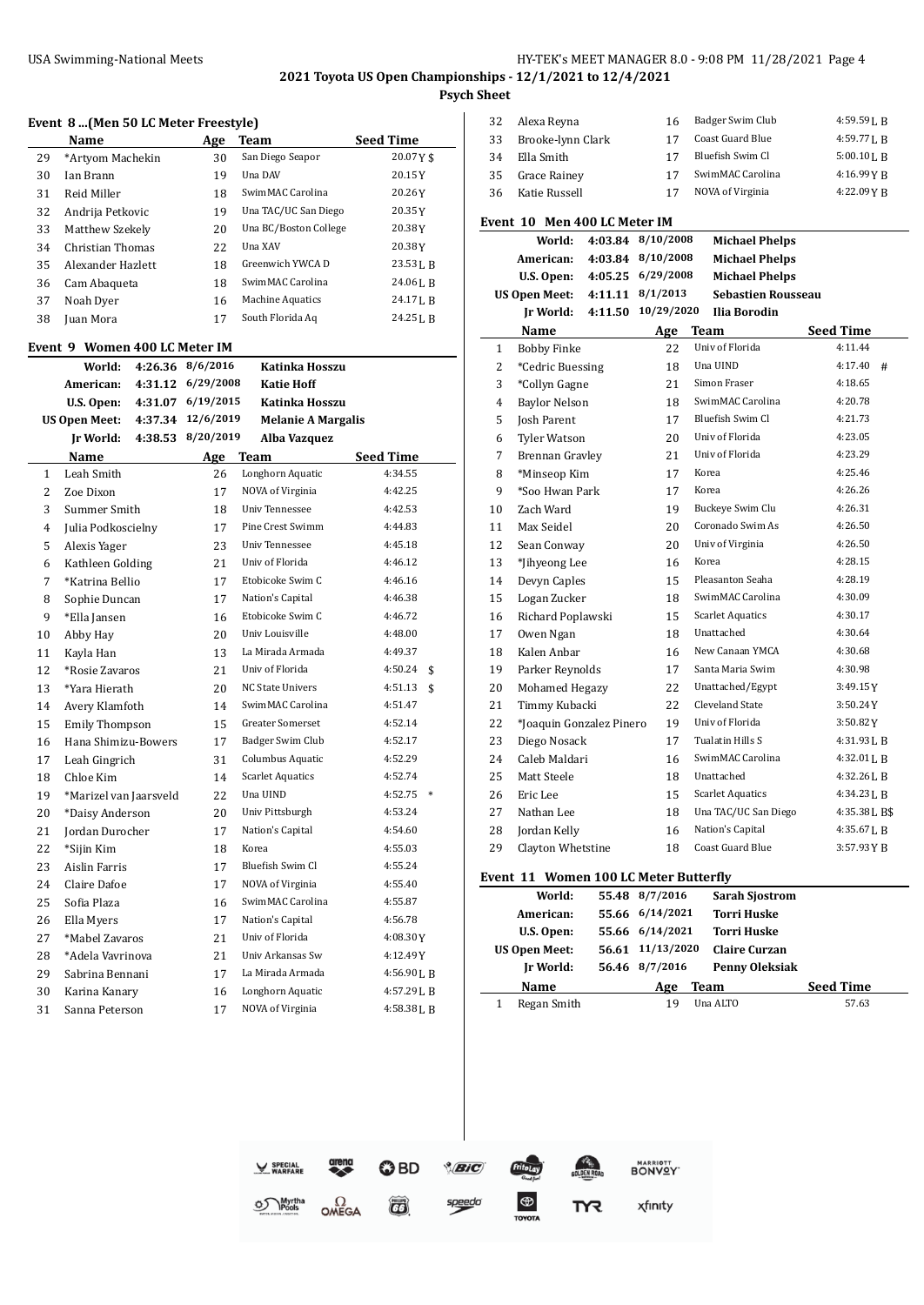**Psych Sheet**

### Event 8 ...(Men 50 LC Meter Freestyle)

| | Name | Age | Team | Seed Time |
|---|---|---|---|---|
| 29 | *Artyom Machekin | 30 | San Diego Seapor | 20.07Y $ |
| 30 | Ian Brann | 19 | Una DAV | 20.15Y |
| 31 | Reid Miller | 18 | SwimMAC Carolina | 20.26Y |
| 32 | Andrija Petkovic | 19 | Una TAC/UC San Diego | 20.35Y |
| 33 | Matthew Szekely | 20 | Una BC/Boston College | 20.38Y |
| 34 | Christian Thomas | 22 | Una XAV | 20.38Y |
| 35 | Alexander Hazlett | 18 | Greenwich YWCA D | 23.53L B |
| 36 | Cam Abaqueta | 18 | SwimMAC Carolina | 24.06L B |
| 37 | Noah Dyer | 16 | Machine Aquatics | 24.17L B |
| 38 | Juan Mora | 17 | South Florida Aq | 24.25L B |

### Event 9 Women 400 LC Meter IM

| | | | |
|---|---|---|---|
| World: | 4:26.36 | 8/6/2016 | Katinka Hosszu |
| American: | 4:31.12 | 6/29/2008 | Katie Hoff |
| U.S. Open: | 4:31.07 | 6/19/2015 | Katinka Hosszu |
| US Open Meet: | 4:37.34 | 12/6/2019 | Melanie A Margalis |
| Jr World: | 4:38.53 | 8/20/2019 | Alba Vazquez |

| | Name | Age | Team | Seed Time |
|---|---|---|---|---|
| 1 | Leah Smith | 26 | Longhorn Aquatic | 4:34.55 |
| 2 | Zoe Dixon | 17 | NOVA of Virginia | 4:42.25 |
| 3 | Summer Smith | 18 | Univ Tennessee | 4:42.53 |
| 4 | Julia Podkoscielny | 17 | Pine Crest Swimm | 4:44.83 |
| 5 | Alexis Yager | 23 | Univ Tennessee | 4:45.18 |
| 6 | Kathleen Golding | 21 | Univ of Florida | 4:46.12 |
| 7 | *Katrina Bellio | 17 | Etobicoke Swim C | 4:46.16 |
| 8 | Sophie Duncan | 17 | Nation's Capital | 4:46.38 |
| 9 | *Ella Jansen | 16 | Etobicoke Swim C | 4:46.72 |
| 10 | Abby Hay | 20 | Univ Louisville | 4:48.00 |
| 11 | Kayla Han | 13 | La Mirada Armada | 4:49.37 |
| 12 | *Rosie Zavaros | 21 | Univ of Florida | 4:50.24 $ |
| 13 | *Yara Hierath | 20 | NC State Univers | 4:51.13 $ |
| 14 | Avery Klamfoth | 14 | SwimMAC Carolina | 4:51.47 |
| 15 | Emily Thompson | 15 | Greater Somerset | 4:52.14 |
| 16 | Hana Shimizu-Bowers | 17 | Badger Swim Club | 4:52.17 |
| 17 | Leah Gingrich | 31 | Columbus Aquatic | 4:52.29 |
| 18 | Chloe Kim | 14 | Scarlet Aquatics | 4:52.74 |
| 19 | *Marizel van Jaarsveld | 22 | Una UIND | 4:52.75 * |
| 20 | *Daisy Anderson | 20 | Univ Pittsburgh | 4:53.24 |
| 21 | Jordan Durocher | 17 | Nation's Capital | 4:54.60 |
| 22 | *Sijin Kim | 18 | Korea | 4:55.03 |
| 23 | Aislin Farris | 17 | Bluefish Swim Cl | 4:55.24 |
| 24 | Claire Dafoe | 17 | NOVA of Virginia | 4:55.40 |
| 25 | Sofia Plaza | 16 | SwimMAC Carolina | 4:55.87 |
| 26 | Ella Myers | 17 | Nation's Capital | 4:56.78 |
| 27 | *Mabel Zavaros | 21 | Univ of Florida | 4:08.30Y |
| 28 | *Adela Vavrinova | 21 | Univ Arkansas Sw | 4:12.49Y |
| 29 | Sabrina Bennani | 17 | La Mirada Armada | 4:56.90L B |
| 30 | Karina Kanary | 16 | Longhorn Aquatic | 4:57.29L B |
| 31 | Sanna Peterson | 17 | NOVA of Virginia | 4:58.38L B |
| 32 | Alexa Reyna | 16 | Badger Swim Club | 4:59.59L B |
| 33 | Brooke-lynn Clark | 17 | Coast Guard Blue | 4:59.77L B |
| 34 | Ella Smith | 17 | Bluefish Swim Cl | 5:00.10L B |
| 35 | Grace Rainey | 17 | SwimMAC Carolina | 4:16.99Y B |
| 36 | Katie Russell | 17 | NOVA of Virginia | 4:22.09Y B |

### Event 10 Men 400 LC Meter IM

| | | | |
|---|---|---|---|
| World: | 4:03.84 | 8/10/2008 | Michael Phelps |
| American: | 4:03.84 | 8/10/2008 | Michael Phelps |
| U.S. Open: | 4:05.25 | 6/29/2008 | Michael Phelps |
| US Open Meet: | 4:11.11 | 8/1/2013 | Sebastien Rousseau |
| Jr World: | 4:11.50 | 10/29/2020 | Ilia Borodin |

| | Name | Age | Team | Seed Time |
|---|---|---|---|---|
| 1 | Bobby Finke | 22 | Univ of Florida | 4:11.44 |
| 2 | *Cedric Buessing | 18 | Una UIND | 4:17.40 # |
| 3 | *Collyn Gagne | 21 | Simon Fraser | 4:18.65 |
| 4 | Baylor Nelson | 18 | SwimMAC Carolina | 4:20.78 |
| 5 | Josh Parent | 17 | Bluefish Swim Cl | 4:21.73 |
| 6 | Tyler Watson | 20 | Univ of Florida | 4:23.05 |
| 7 | Brennan Gravley | 21 | Univ of Florida | 4:23.29 |
| 8 | *Minseop Kim | 17 | Korea | 4:25.46 |
| 9 | *Soo Hwan Park | 17 | Korea | 4:26.26 |
| 10 | Zach Ward | 19 | Buckeye Swim Clu | 4:26.31 |
| 11 | Max Seidel | 20 | Coronado Swim As | 4:26.50 |
| 12 | Sean Conway | 20 | Univ of Virginia | 4:26.50 |
| 13 | *Jihyeong Lee | 16 | Korea | 4:28.15 |
| 14 | Devyn Caples | 15 | Pleasanton Seaha | 4:28.19 |
| 15 | Logan Zucker | 18 | SwimMAC Carolina | 4:30.09 |
| 16 | Richard Poplawski | 15 | Scarlet Aquatics | 4:30.17 |
| 17 | Owen Ngan | 18 | Unattached | 4:30.64 |
| 18 | Kalen Anbar | 16 | New Canaan YMCA | 4:30.68 |
| 19 | Parker Reynolds | 17 | Santa Maria Swim | 4:30.98 |
| 20 | Mohamed Hegazy | 22 | Unattached/Egypt | 3:49.15Y |
| 21 | Timmy Kubacki | 22 | Cleveland State | 3:50.24Y |
| 22 | *Joaquin Gonzalez Pinero | 19 | Univ of Florida | 3:50.82Y |
| 23 | Diego Nosack | 17 | Tualatin Hills S | 4:31.93L B |
| 24 | Caleb Maldari | 16 | SwimMAC Carolina | 4:32.01L B |
| 25 | Matt Steele | 18 | Unattached | 4:32.26L B |
| 26 | Eric Lee | 15 | Scarlet Aquatics | 4:34.23L B |
| 27 | Nathan Lee | 18 | Una TAC/UC San Diego | 4:35.38L B$ |
| 28 | Jordan Kelly | 16 | Nation's Capital | 4:35.67L B |
| 29 | Clayton Whetstine | 18 | Coast Guard Blue | 3:57.93Y B |

### Event 11 Women 100 LC Meter Butterfly

| | | | |
|---|---|---|---|
| World: | 55.48 | 8/7/2016 | Sarah Sjostrom |
| American: | 55.66 | 6/14/2021 | Torri Huske |
| U.S. Open: | 55.66 | 6/14/2021 | Torri Huske |
| US Open Meet: | 56.61 | 11/13/2020 | Claire Curzan |
| Jr World: | 56.46 | 8/7/2016 | Penny Oleksiak |

| | Name | Age | Team | Seed Time |
|---|---|---|---|---|
| 1 | Regan Smith | 19 | Una ALTO | 57.63 |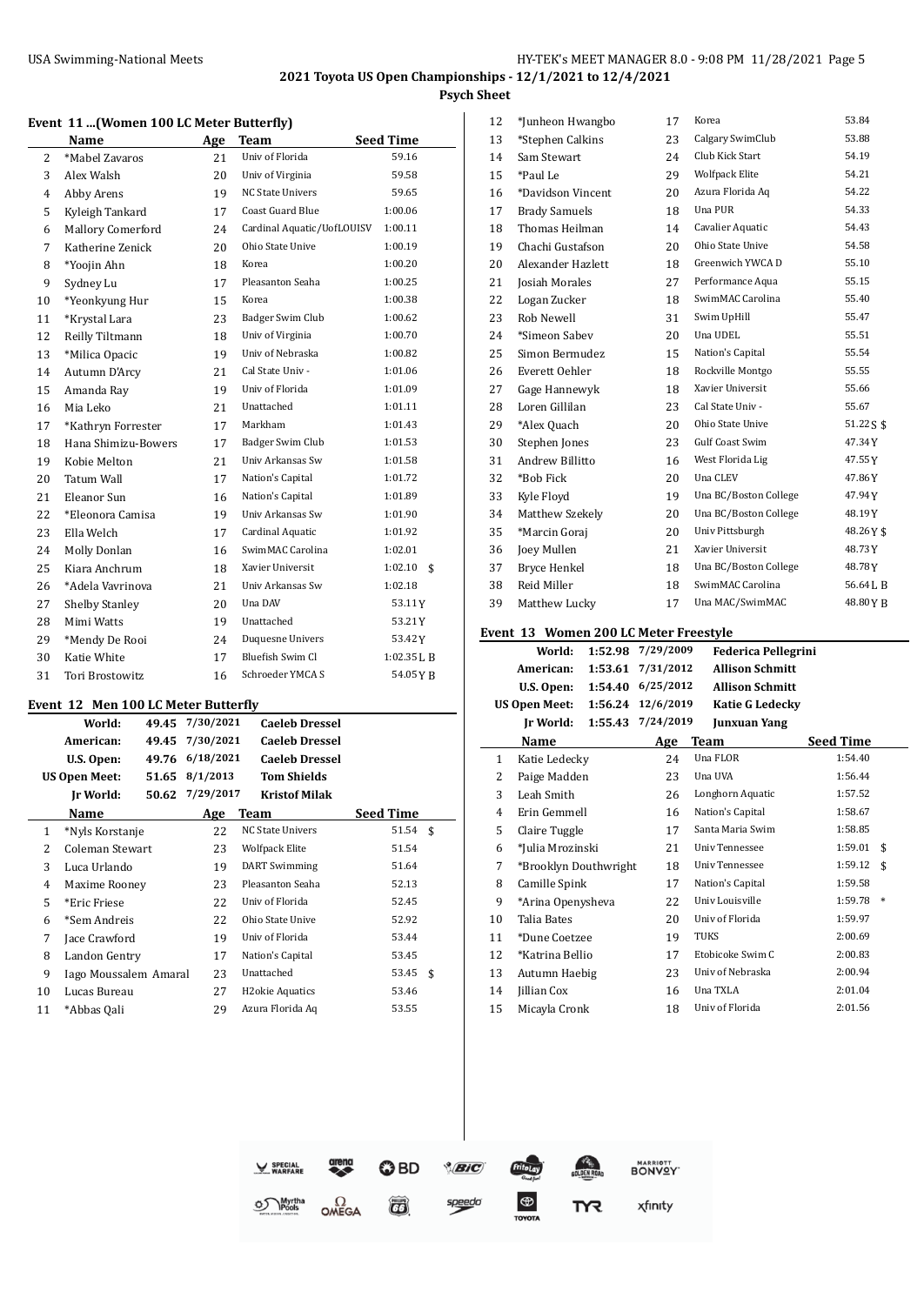# 2021 Toyota US Open Championships - 12/1/2021 to 12/4/2021

**Psych Sheet**

### Event 11 ...(Women 100 LC Meter Butterfly)

| | Name | Age | Team | Seed Time |
|---|---|---|---|---|
| 2 | *Mabel Zavaros | 21 | Univ of Florida | 59.16 |
| 3 | Alex Walsh | 20 | Univ of Virginia | 59.58 |
| 4 | Abby Arens | 19 | NC State Univers | 59.65 |
| 5 | Kyleigh Tankard | 17 | Coast Guard Blue | 1:00.06 |
| 6 | Mallory Comerford | 24 | Cardinal Aquatic/UofLOUISV | 1:00.11 |
| 7 | Katherine Zenick | 20 | Ohio State Unive | 1:00.19 |
| 8 | *Yoojin Ahn | 18 | Korea | 1:00.20 |
| 9 | Sydney Lu | 17 | Pleasanton Seaha | 1:00.25 |
| 10 | *Yeonkyung Hur | 15 | Korea | 1:00.38 |
| 11 | *Krystal Lara | 23 | Badger Swim Club | 1:00.62 |
| 12 | Reilly Tiltmann | 18 | Univ of Virginia | 1:00.70 |
| 13 | *Milica Opacic | 19 | Univ of Nebraska | 1:00.82 |
| 14 | Autumn D'Arcy | 21 | Cal State Univ - | 1:01.06 |
| 15 | Amanda Ray | 19 | Univ of Florida | 1:01.09 |
| 16 | Mia Leko | 21 | Unattached | 1:01.11 |
| 17 | *Kathryn Forrester | 17 | Markham | 1:01.43 |
| 18 | Hana Shimizu-Bowers | 17 | Badger Swim Club | 1:01.53 |
| 19 | Kobie Melton | 21 | Univ Arkansas Sw | 1:01.58 |
| 20 | Tatum Wall | 17 | Nation's Capital | 1:01.72 |
| 21 | Eleanor Sun | 16 | Nation's Capital | 1:01.89 |
| 22 | *Eleonora Camisa | 19 | Univ Arkansas Sw | 1:01.90 |
| 23 | Ella Welch | 17 | Cardinal Aquatic | 1:01.92 |
| 24 | Molly Donlan | 16 | SwimMAC Carolina | 1:02.01 |
| 25 | Kiara Anchrum | 18 | Xavier Universit | 1:02.10 $ |
| 26 | *Adela Vavrinova | 21 | Univ Arkansas Sw | 1:02.18 |
| 27 | Shelby Stanley | 20 | Una DAV | 53.11Y |
| 28 | Mimi Watts | 19 | Unattached | 53.21Y |
| 29 | *Mendy De Rooi | 24 | Duquesne Univers | 53.42Y |
| 30 | Katie White | 17 | Bluefish Swim Cl | 1:02.35L B |
| 31 | Tori Brostowitz | 16 | Schroeder YMCA S | 54.05Y B |

### Event 12 Men 100 LC Meter Butterfly

| | | | |
|---|---|---|---|
| World: | 49.45 | 7/30/2021 | Caeleb Dressel |
| American: | 49.45 | 7/30/2021 | Caeleb Dressel |
| U.S. Open: | 49.76 | 6/18/2021 | Caeleb Dressel |
| US Open Meet: | 51.65 | 8/1/2013 | Tom Shields |
| Jr World: | 50.62 | 7/29/2017 | Kristof Milak |

| | Name | Age | Team | Seed Time |
|---|---|---|---|---|
| 1 | *Nyls Korstanje | 22 | NC State Univers | 51.54 $ |
| 2 | Coleman Stewart | 23 | Wolfpack Elite | 51.54 |
| 3 | Luca Urlando | 19 | DART Swimming | 51.64 |
| 4 | Maxime Rooney | 23 | Pleasanton Seaha | 52.13 |
| 5 | *Eric Friese | 22 | Univ of Florida | 52.45 |
| 6 | *Sem Andreis | 22 | Ohio State Unive | 52.92 |
| 7 | Jace Crawford | 19 | Univ of Florida | 53.44 |
| 8 | Landon Gentry | 17 | Nation's Capital | 53.45 |
| 9 | Iago Moussalem Amaral | 23 | Unattached | 53.45 $ |
| 10 | Lucas Bureau | 27 | H2okie Aquatics | 53.46 |
| 11 | *Abbas Qali | 29 | Azura Florida Aq | 53.55 |
| 12 | *Junheon Hwangbo | 17 | Korea | 53.84 |
| 13 | *Stephen Calkins | 23 | Calgary SwimClub | 53.88 |
| 14 | Sam Stewart | 24 | Club Kick Start | 54.19 |
| 15 | *Paul Le | 29 | Wolfpack Elite | 54.21 |
| 16 | *Davidson Vincent | 20 | Azura Florida Aq | 54.22 |
| 17 | Brady Samuels | 18 | Una PUR | 54.33 |
| 18 | Thomas Heilman | 14 | Cavalier Aquatic | 54.43 |
| 19 | Chachi Gustafson | 20 | Ohio State Unive | 54.58 |
| 20 | Alexander Hazlett | 18 | Greenwich YWCA D | 55.10 |
| 21 | Josiah Morales | 27 | Performance Aqua | 55.15 |
| 22 | Logan Zucker | 18 | SwimMAC Carolina | 55.40 |
| 23 | Rob Newell | 31 | Swim UpHill | 55.47 |
| 24 | *Simeon Sabev | 20 | Una UDEL | 55.51 |
| 25 | Simon Bermudez | 15 | Nation's Capital | 55.54 |
| 26 | Everett Oehler | 18 | Rockville Montgo | 55.55 |
| 27 | Gage Hannewyk | 18 | Xavier Universit | 55.66 |
| 28 | Loren Gillilan | 23 | Cal State Univ - | 55.67 |
| 29 | *Alex Quach | 20 | Ohio State Unive | 51.22S $ |
| 30 | Stephen Jones | 23 | Gulf Coast Swim | 47.34Y |
| 31 | Andrew Billitto | 16 | West Florida Lig | 47.55Y |
| 32 | *Bob Fick | 20 | Una CLEV | 47.86Y |
| 33 | Kyle Floyd | 19 | Una BC/Boston College | 47.94Y |
| 34 | Matthew Szekely | 20 | Una BC/Boston College | 48.19Y |
| 35 | *Marcin Goraj | 20 | Univ Pittsburgh | 48.26Y $ |
| 36 | Joey Mullen | 21 | Xavier Universit | 48.73Y |
| 37 | Bryce Henkel | 18 | Una BC/Boston College | 48.78Y |
| 38 | Reid Miller | 18 | SwimMAC Carolina | 56.64L B |
| 39 | Matthew Lucky | 17 | Una MAC/SwimMAC | 48.80Y B |

### Event 13 Women 200 LC Meter Freestyle

| | | | |
|---|---|---|---|
| World: | 1:52.98 | 7/29/2009 | Federica Pellegrini |
| American: | 1:53.61 | 7/31/2012 | Allison Schmitt |
| U.S. Open: | 1:54.40 | 6/25/2012 | Allison Schmitt |
| US Open Meet: | 1:56.24 | 12/6/2019 | Katie G Ledecky |
| Jr World: | 1:55.43 | 7/24/2019 | Junxuan Yang |

| | Name | Age | Team | Seed Time |
|---|---|---|---|---|
| 1 | Katie Ledecky | 24 | Una FLOR | 1:54.40 |
| 2 | Paige Madden | 23 | Una UVA | 1:56.44 |
| 3 | Leah Smith | 26 | Longhorn Aquatic | 1:57.52 |
| 4 | Erin Gemmell | 16 | Nation's Capital | 1:58.67 |
| 5 | Claire Tuggle | 17 | Santa Maria Swim | 1:58.85 |
| 6 | *Julia Mrozinski | 21 | Univ Tennessee | 1:59.01 $ |
| 7 | *Brooklyn Douthwright | 18 | Univ Tennessee | 1:59.12 $ |
| 8 | Camille Spink | 17 | Nation's Capital | 1:59.58 |
| 9 | *Arina Openysheva | 22 | Univ Louisville | 1:59.78 * |
| 10 | Talia Bates | 20 | Univ of Florida | 1:59.97 |
| 11 | *Dune Coetzee | 19 | TUKS | 2:00.69 |
| 12 | *Katrina Bellio | 17 | Etobicoke Swim C | 2:00.83 |
| 13 | Autumn Haebig | 23 | Univ of Nebraska | 2:00.94 |
| 14 | Jillian Cox | 16 | Una TXLA | 2:01.04 |
| 15 | Micayla Cronk | 18 | Univ of Florida | 2:01.56 |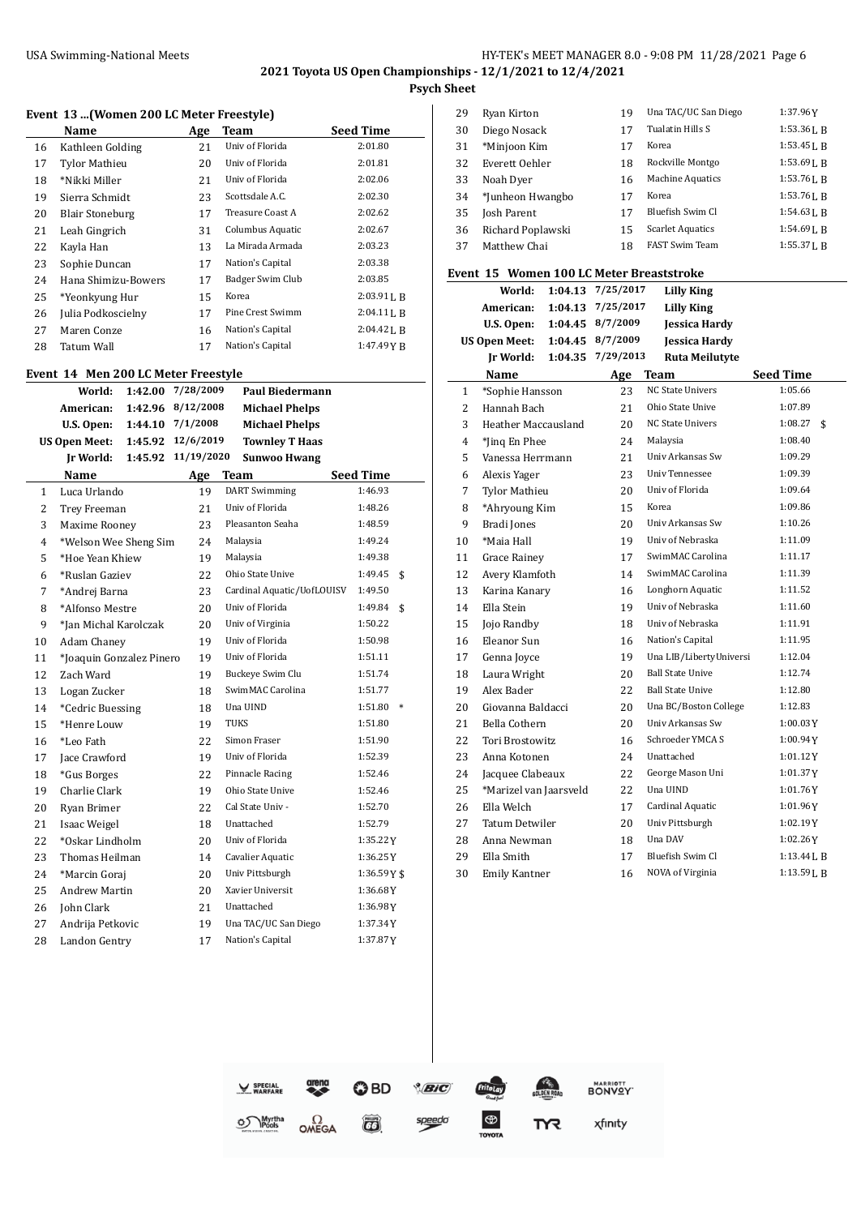2021 Toyota US Open Championships - 12/1/2021 to 12/4/2021

Psych Sheet

### Event 13 ...(Women 200 LC Meter Freestyle)

| | Name | Age | Team | Seed Time |
|---|---|---|---|---|
| 16 | Kathleen Golding | 21 | Univ of Florida | 2:01.80 |
| 17 | Tylor Mathieu | 20 | Univ of Florida | 2:01.81 |
| 18 | *Nikki Miller | 21 | Univ of Florida | 2:02.06 |
| 19 | Sierra Schmidt | 23 | Scottsdale A.C. | 2:02.30 |
| 20 | Blair Stoneburg | 17 | Treasure Coast A | 2:02.62 |
| 21 | Leah Gingrich | 31 | Columbus Aquatic | 2:02.67 |
| 22 | Kayla Han | 13 | La Mirada Armada | 2:03.23 |
| 23 | Sophie Duncan | 17 | Nation's Capital | 2:03.38 |
| 24 | Hana Shimizu-Bowers | 17 | Badger Swim Club | 2:03.85 |
| 25 | *Yeonkyung Hur | 15 | Korea | 2:03.91L B |
| 26 | Julia Podkoscielny | 17 | Pine Crest Swimm | 2:04.11L B |
| 27 | Maren Conze | 16 | Nation's Capital | 2:04.42L B |
| 28 | Tatum Wall | 17 | Nation's Capital | 1:47.49Y B |

### Event 14 Men 200 LC Meter Freestyle

| | | | |
|---|---|---|---|
| World: | 1:42.00 | 7/28/2009 | Paul Biedermann |
| American: | 1:42.96 | 8/12/2008 | Michael Phelps |
| U.S. Open: | 1:44.10 | 7/1/2008 | Michael Phelps |
| US Open Meet: | 1:45.92 | 12/6/2019 | Townley T Haas |
| Jr World: | 1:45.92 | 11/19/2020 | Sunwoo Hwang |

| | Name | Age | Team | Seed Time | |
|---|---|---|---|---|---|
| 1 | Luca Urlando | 19 | DART Swimming | 1:46.93 | |
| 2 | Trey Freeman | 21 | Univ of Florida | 1:48.26 | |
| 3 | Maxime Rooney | 23 | Pleasanton Seaha | 1:48.59 | |
| 4 | *Welson Wee Sheng Sim | 24 | Malaysia | 1:49.24 | |
| 5 | *Hoe Yean Khiew | 19 | Malaysia | 1:49.38 | |
| 6 | *Ruslan Gaziev | 22 | Ohio State Unive | 1:49.45 | $ |
| 7 | *Andrej Barna | 23 | Cardinal Aquatic/UofLOUISV | 1:49.50 | |
| 8 | *Alfonso Mestre | 20 | Univ of Florida | 1:49.84 | $ |
| 9 | *Jan Michal Karolczak | 20 | Univ of Virginia | 1:50.22 | |
| 10 | Adam Chaney | 19 | Univ of Florida | 1:50.98 | |
| 11 | *Joaquin Gonzalez Pinero | 19 | Univ of Florida | 1:51.11 | |
| 12 | Zach Ward | 19 | Buckeye Swim Clu | 1:51.74 | |
| 13 | Logan Zucker | 18 | SwimMAC Carolina | 1:51.77 | |
| 14 | *Cedric Buessing | 18 | Una UIND | 1:51.80 | * |
| 15 | *Henre Louw | 19 | TUKS | 1:51.80 | |
| 16 | *Leo Fath | 22 | Simon Fraser | 1:51.90 | |
| 17 | Jace Crawford | 19 | Univ of Florida | 1:52.39 | |
| 18 | *Gus Borges | 22 | Pinnacle Racing | 1:52.46 | |
| 19 | Charlie Clark | 19 | Ohio State Unive | 1:52.46 | |
| 20 | Ryan Brimer | 22 | Cal State Univ - | 1:52.70 | |
| 21 | Isaac Weigel | 18 | Unattached | 1:52.79 | |
| 22 | *Oskar Lindholm | 20 | Univ of Florida | 1:35.22Y | |
| 23 | Thomas Heilman | 14 | Cavalier Aquatic | 1:36.25Y | |
| 24 | *Marcin Goraj | 20 | Univ Pittsburgh | 1:36.59Y | $ |
| 25 | Andrew Martin | 20 | Xavier Universit | 1:36.68Y | |
| 26 | John Clark | 21 | Unattached | 1:36.98Y | |
| 27 | Andrija Petkovic | 19 | Una TAC/UC San Diego | 1:37.34Y | |
| 28 | Landon Gentry | 17 | Nation's Capital | 1:37.87Y | |
| 29 | Ryan Kirton | 19 | Una TAC/UC San Diego | 1:37.96Y | |
| 30 | Diego Nosack | 17 | Tualatin Hills S | 1:53.36L B | |
| 31 | *Minjoon Kim | 17 | Korea | 1:53.45L B | |
| 32 | Everett Oehler | 18 | Rockville Montgo | 1:53.69L B | |
| 33 | Noah Dyer | 16 | Machine Aquatics | 1:53.76L B | |
| 34 | *Junheon Hwangbo | 17 | Korea | 1:53.76L B | |
| 35 | Josh Parent | 17 | Bluefish Swim Cl | 1:54.63L B | |
| 36 | Richard Poplawski | 15 | Scarlet Aquatics | 1:54.69L B | |
| 37 | Matthew Chai | 18 | FAST Swim Team | 1:55.37L B | |

### Event 15 Women 100 LC Meter Breaststroke

| | | | |
|---|---|---|---|
| World: | 1:04.13 | 7/25/2017 | Lilly King |
| American: | 1:04.13 | 7/25/2017 | Lilly King |
| U.S. Open: | 1:04.45 | 8/7/2009 | Jessica Hardy |
| US Open Meet: | 1:04.45 | 8/7/2009 | Jessica Hardy |
| Jr World: | 1:04.35 | 7/29/2013 | Ruta Meilutyte |

| | Name | Age | Team | Seed Time | |
|---|---|---|---|---|---|
| 1 | *Sophie Hansson | 23 | NC State Univers | 1:05.66 | |
| 2 | Hannah Bach | 21 | Ohio State Unive | 1:07.89 | |
| 3 | Heather Maccausland | 20 | NC State Univers | 1:08.27 | $ |
| 4 | *Jinq En Phee | 24 | Malaysia | 1:08.40 | |
| 5 | Vanessa Herrmann | 21 | Univ Arkansas Sw | 1:09.29 | |
| 6 | Alexis Yager | 23 | Univ Tennessee | 1:09.39 | |
| 7 | Tylor Mathieu | 20 | Univ of Florida | 1:09.64 | |
| 8 | *Ahryoung Kim | 15 | Korea | 1:09.86 | |
| 9 | Bradi Jones | 20 | Univ Arkansas Sw | 1:10.26 | |
| 10 | *Maia Hall | 19 | Univ of Nebraska | 1:11.09 | |
| 11 | Grace Rainey | 17 | SwimMAC Carolina | 1:11.17 | |
| 12 | Avery Klamfoth | 14 | SwimMAC Carolina | 1:11.39 | |
| 13 | Karina Kanary | 16 | Longhorn Aquatic | 1:11.52 | |
| 14 | Ella Stein | 19 | Univ of Nebraska | 1:11.60 | |
| 15 | Jojo Randby | 18 | Univ of Nebraska | 1:11.91 | |
| 16 | Eleanor Sun | 16 | Nation's Capital | 1:11.95 | |
| 17 | Genna Joyce | 19 | Una LIB/LibertyUniversi | 1:12.04 | |
| 18 | Laura Wright | 20 | Ball State Unive | 1:12.74 | |
| 19 | Alex Bader | 22 | Ball State Unive | 1:12.80 | |
| 20 | Giovanna Baldacci | 20 | Una BC/Boston College | 1:12.83 | |
| 21 | Bella Cothern | 20 | Univ Arkansas Sw | 1:00.03Y | |
| 22 | Tori Brostowitz | 16 | Schroeder YMCA S | 1:00.94Y | |
| 23 | Anna Kotonen | 24 | Unattached | 1:01.12Y | |
| 24 | Jacquee Clabeaux | 22 | George Mason Uni | 1:01.37Y | |
| 25 | *Marizel van Jaarsveld | 22 | Una UIND | 1:01.76Y | |
| 26 | Ella Welch | 17 | Cardinal Aquatic | 1:01.96Y | |
| 27 | Tatum Detwiler | 20 | Univ Pittsburgh | 1:02.19Y | |
| 28 | Anna Newman | 18 | Una DAV | 1:02.26Y | |
| 29 | Ella Smith | 17 | Bluefish Swim Cl | 1:13.44L B | |
| 30 | Emily Kantner | 16 | NOVA of Virginia | 1:13.59L B | |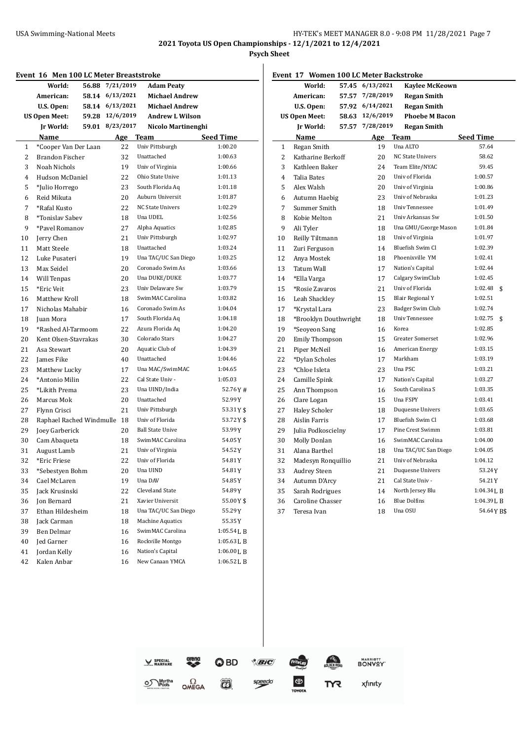## 2021 Toyota US Open Championships - 12/1/2021 to 12/4/2021

### Psych Sheet

### Event 16 Men 100 LC Meter Breaststroke

| Record | Time | Date | Name |
|---|---|---|---|
| World: | 56.88 | 7/21/2019 | Adam Peaty |
| American: | 58.14 | 6/13/2021 | Michael Andrew |
| U.S. Open: | 58.14 | 6/13/2021 | Michael Andrew |
| US Open Meet: | 59.28 | 12/6/2019 | Andrew L Wilson |
| Jr World: | 59.01 | 8/23/2017 | Nicolo Martinenghi |

| | Name | Age | Team | Seed Time |
|---|---|---|---|---|
| 1 | *Cooper Van Der Laan | 22 | Univ Pittsburgh | 1:00.20 |
| 2 | Brandon Fischer | 32 | Unattached | 1:00.63 |
| 3 | Noah Nichols | 19 | Univ of Virginia | 1:00.66 |
| 4 | Hudson McDaniel | 22 | Ohio State Unive | 1:01.13 |
| 5 | *Julio Horrego | 23 | South Florida Aq | 1:01.18 |
| 6 | Reid Mikuta | 20 | Auburn Universit | 1:01.87 |
| 7 | *Rafal Kusto | 22 | NC State Univers | 1:02.29 |
| 8 | *Tonislav Sabev | 18 | Una UDEL | 1:02.56 |
| 9 | *Pavel Romanov | 27 | Alpha Aquatics | 1:02.85 |
| 10 | Jerry Chen | 21 | Univ Pittsburgh | 1:02.97 |
| 11 | Matt Steele | 18 | Unattached | 1:03.24 |
| 12 | Luke Pusateri | 19 | Una TAC/UC San Diego | 1:03.25 |
| 13 | Max Seidel | 20 | Coronado Swim As | 1:03.66 |
| 14 | Will Tenpas | 20 | Una DUKE/DUKE | 1:03.77 |
| 15 | *Eric Veit | 23 | Univ Delaware Sw | 1:03.79 |
| 16 | Matthew Kroll | 18 | SwimMAC Carolina | 1:03.82 |
| 17 | Nicholas Mahabir | 16 | Coronado Swim As | 1:04.04 |
| 18 | Juan Mora | 17 | South Florida Aq | 1:04.18 |
| 19 | *Rashed Al-Tarmoom | 22 | Azura Florida Aq | 1:04.20 |
| 20 | Kent Olsen-Stavrakas | 30 | Colorado Stars | 1:04.27 |
| 21 | Asa Stewart | 20 | Aquatic Club of | 1:04.39 |
| 22 | James Fike | 40 | Unattached | 1:04.46 |
| 23 | Matthew Lucky | 17 | Una MAC/SwimMAC | 1:04.65 |
| 24 | *Antonio Milin | 22 | Cal State Univ - | 1:05.03 |
| 25 | *Likith Prema | 23 | Una UIND/India | 52.76Y # |
| 26 | Marcus Mok | 20 | Unattached | 52.99Y |
| 27 | Flynn Crisci | 21 | Univ Pittsburgh | 53.31Y $ |
| 28 | Raphael Rached Windmulle | 18 | Univ of Florida | 53.72Y $ |
| 29 | Joey Garberick | 20 | Ball State Unive | 53.99Y |
| 30 | Cam Abaqueta | 18 | SwimMAC Carolina | 54.05Y |
| 31 | August Lamb | 21 | Univ of Virginia | 54.52Y |
| 32 | *Eric Friese | 22 | Univ of Florida | 54.81Y |
| 33 | *Sebestyen Bohm | 20 | Una UIND | 54.81Y |
| 34 | Cael McLaren | 19 | Una DAV | 54.85Y |
| 35 | Jack Krusinski | 22 | Cleveland State | 54.89Y |
| 36 | Jon Bernard | 21 | Xavier Universit | 55.00Y $ |
| 37 | Ethan Hildesheim | 18 | Una TAC/UC San Diego | 55.29Y |
| 38 | Jack Carman | 18 | Machine Aquatics | 55.35Y |
| 39 | Ben Delmar | 16 | SwimMAC Carolina | 1:05.54L B |
| 40 | Jed Garner | 16 | Rockville Montgo | 1:05.63L B |
| 41 | Jordan Kelly | 16 | Nation's Capital | 1:06.00L B |
| 42 | Kalen Anbar | 16 | New Canaan YMCA | 1:06.52L B |

### Event 17 Women 100 LC Meter Backstroke

| Record | Time | Date | Name |
|---|---|---|---|
| World: | 57.45 | 6/13/2021 | Kaylee McKeown |
| American: | 57.57 | 7/28/2019 | Regan Smith |
| U.S. Open: | 57.92 | 6/14/2021 | Regan Smith |
| US Open Meet: | 58.63 | 12/6/2019 | Phoebe M Bacon |
| Jr World: | 57.57 | 7/28/2019 | Regan Smith |

| | Name | Age | Team | Seed Time |
|---|---|---|---|---|
| 1 | Regan Smith | 19 | Una ALTO | 57.64 |
| 2 | Katharine Berkoff | 20 | NC State Univers | 58.62 |
| 3 | Kathleen Baker | 24 | Team Elite/NYAC | 59.45 |
| 4 | Talia Bates | 20 | Univ of Florida | 1:00.57 |
| 5 | Alex Walsh | 20 | Univ of Virginia | 1:00.86 |
| 6 | Autumn Haebig | 23 | Univ of Nebraska | 1:01.23 |
| 7 | Summer Smith | 18 | Univ Tennessee | 1:01.49 |
| 8 | Kobie Melton | 21 | Univ Arkansas Sw | 1:01.50 |
| 9 | Ali Tyler | 18 | Una GMU/George Mason | 1:01.84 |
| 10 | Reilly Tiltmann | 18 | Univ of Virginia | 1:01.97 |
| 11 | Zuri Ferguson | 14 | Bluefish Swim Cl | 1:02.39 |
| 12 | Anya Mostek | 18 | Phoenixville YM | 1:02.41 |
| 13 | Tatum Wall | 17 | Nation's Capital | 1:02.44 |
| 14 | *Ella Varga | 17 | Calgary SwimClub | 1:02.45 |
| 15 | *Rosie Zavaros | 21 | Univ of Florida | 1:02.48 $ |
| 16 | Leah Shackley | 15 | Blair Regional Y | 1:02.51 |
| 17 | *Krystal Lara | 23 | Badger Swim Club | 1:02.74 |
| 18 | *Brooklyn Douthwright | 18 | Univ Tennessee | 1:02.75 $ |
| 19 | *Seoyeon Sang | 16 | Korea | 1:02.85 |
| 20 | Emily Thompson | 15 | Greater Somerset | 1:02.96 |
| 21 | Piper McNeil | 16 | American Energy | 1:03.15 |
| 22 | *Dylan Scholes | 17 | Markham | 1:03.19 |
| 23 | *Chloe Isleta | 23 | Una PSC | 1:03.21 |
| 24 | Camille Spink | 17 | Nation's Capital | 1:03.27 |
| 25 | Ann Thompson | 16 | South Carolina S | 1:03.35 |
| 26 | Clare Logan | 15 | Una FSPY | 1:03.41 |
| 27 | Haley Scholer | 18 | Duquesne Univers | 1:03.65 |
| 28 | Aislin Farris | 17 | Bluefish Swim Cl | 1:03.68 |
| 29 | Julia Podkoscielny | 17 | Pine Crest Swimm | 1:03.81 |
| 30 | Molly Donlan | 16 | SwimMAC Carolina | 1:04.00 |
| 31 | Alana Barthel | 18 | Una TAC/UC San Diego | 1:04.05 |
| 32 | Madesyn Ronquillio | 21 | Univ of Nebraska | 1:04.12 |
| 33 | Audrey Steen | 21 | Duquesne Univers | 53.24Y |
| 34 | Autumn D'Arcy | 21 | Cal State Univ - | 54.21Y |
| 35 | Sarah Rodrigues | 14 | North Jersey Blu | 1:04.34L B |
| 36 | Caroline Chasser | 16 | Blue Dolfins | 1:04.39L B |
| 37 | Teresa Ivan | 18 | Una OSU | 54.64Y B$ |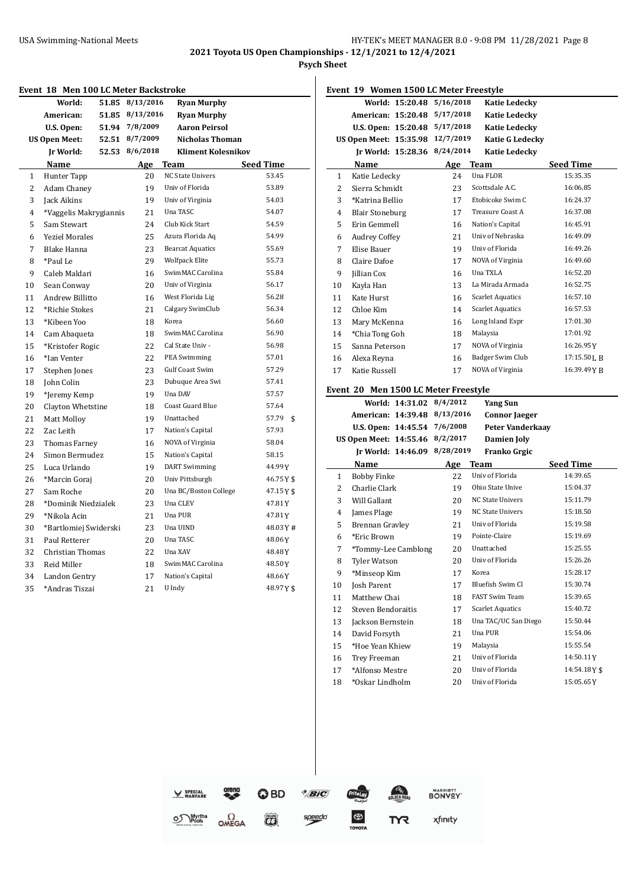## 2021 Toyota US Open Championships - 12/1/2021 to 12/4/2021

**Psych Sheet**

### Event 18 Men 100 LC Meter Backstroke

| | | | |
|---|---|---|---|
| **World:** | 51.85 | 8/13/2016 | **Ryan Murphy** |
| **American:** | 51.85 | 8/13/2016 | **Ryan Murphy** |
| **U.S. Open:** | 51.94 | 7/8/2009 | **Aaron Peirsol** |
| **US Open Meet:** | 52.51 | 8/7/2009 | **Nicholas Thoman** |
| **Jr World:** | 52.53 | 8/6/2018 | **Kliment Kolesnikov** |

| | Name | Age | Team | Seed Time |
|---|---|---|---|---|
| 1 | Hunter Tapp | 20 | NC State Univers | 53.45 |
| 2 | Adam Chaney | 19 | Univ of Florida | 53.89 |
| 3 | Jack Aikins | 19 | Univ of Virginia | 54.03 |
| 4 | *Vaggelis Makrygiannis | 21 | Una TASC | 54.07 |
| 5 | Sam Stewart | 24 | Club Kick Start | 54.59 |
| 6 | Yeziel Morales | 25 | Azura Florida Aq | 54.99 |
| 7 | Blake Hanna | 23 | Bearcat Aquatics | 55.69 |
| 8 | *Paul Le | 29 | Wolfpack Elite | 55.73 |
| 9 | Caleb Maldari | 16 | SwimMAC Carolina | 55.84 |
| 10 | Sean Conway | 20 | Univ of Virginia | 56.17 |
| 11 | Andrew Billitto | 16 | West Florida Lig | 56.28 |
| 12 | *Richie Stokes | 21 | Calgary SwimClub | 56.34 |
| 13 | *Kibeen Yoo | 18 | Korea | 56.60 |
| 14 | Cam Abaqueta | 18 | SwimMAC Carolina | 56.90 |
| 15 | *Kristofer Rogic | 22 | Cal State Univ - | 56.98 |
| 16 | *Ian Venter | 22 | PEA Swimming | 57.01 |
| 17 | Stephen Jones | 23 | Gulf Coast Swim | 57.29 |
| 18 | John Colin | 23 | Dubuque Area Swi | 57.41 |
| 19 | *Jeremy Kemp | 19 | Una DAV | 57.57 |
| 20 | Clayton Whetstine | 18 | Coast Guard Blue | 57.64 |
| 21 | Matt Molloy | 19 | Unattached | 57.79 $ |
| 22 | Zac Leith | 17 | Nation's Capital | 57.93 |
| 23 | Thomas Farney | 16 | NOVA of Virginia | 58.04 |
| 24 | Simon Bermudez | 15 | Nation's Capital | 58.15 |
| 25 | Luca Urlando | 19 | DART Swimming | 44.99Y |
| 26 | *Marcin Goraj | 20 | Univ Pittsburgh | 46.75Y $ |
| 27 | Sam Roche | 20 | Una BC/Boston College | 47.15Y $ |
| 28 | *Dominik Niedzialek | 23 | Una CLEV | 47.81Y |
| 29 | *Nikola Acin | 21 | Una PUR | 47.81Y |
| 30 | *Bartlomiej Swiderski | 23 | Una UIND | 48.03Y # |
| 31 | Paul Retterer | 20 | Una TASC | 48.06Y |
| 32 | Christian Thomas | 22 | Una XAV | 48.48Y |
| 33 | Reid Miller | 18 | SwimMAC Carolina | 48.50Y |
| 34 | Landon Gentry | 17 | Nation's Capital | 48.66Y |
| 35 | *Andras Tiszai | 21 | U Indy | 48.97Y $ |

### Event 19 Women 1500 LC Meter Freestyle

| | | | |
|---|---|---|---|
| **World:** | 15:20.48 | 5/16/2018 | **Katie Ledecky** |
| **American:** | 15:20.48 | 5/17/2018 | **Katie Ledecky** |
| **U.S. Open:** | 15:20.48 | 5/17/2018 | **Katie Ledecky** |
| **US Open Meet:** | 15:35.98 | 12/7/2019 | **Katie G Ledecky** |
| **Jr World:** | 15:28.36 | 8/24/2014 | **Katie Ledecky** |

| | Name | Age | Team | Seed Time |
|---|---|---|---|---|
| 1 | Katie Ledecky | 24 | Una FLOR | 15:35.35 |
| 2 | Sierra Schmidt | 23 | Scottsdale A.C. | 16:06.85 |
| 3 | *Katrina Bellio | 17 | Etobicoke Swim C | 16:24.37 |
| 4 | Blair Stoneburg | 17 | Treasure Coast A | 16:37.08 |
| 5 | Erin Gemmell | 16 | Nation's Capital | 16:45.91 |
| 6 | Audrey Coffey | 21 | Univ of Nebraska | 16:49.09 |
| 7 | Elise Bauer | 19 | Univ of Florida | 16:49.26 |
| 8 | Claire Dafoe | 17 | NOVA of Virginia | 16:49.60 |
| 9 | Jillian Cox | 16 | Una TXLA | 16:52.20 |
| 10 | Kayla Han | 13 | La Mirada Armada | 16:52.75 |
| 11 | Kate Hurst | 16 | Scarlet Aquatics | 16:57.10 |
| 12 | Chloe Kim | 14 | Scarlet Aquatics | 16:57.53 |
| 13 | Mary McKenna | 16 | Long Island Expr | 17:01.30 |
| 14 | *Chia Tong Goh | 18 | Malaysia | 17:01.92 |
| 15 | Sanna Peterson | 17 | NOVA of Virginia | 16:26.95Y |
| 16 | Alexa Reyna | 16 | Badger Swim Club | 17:15.50L B |
| 17 | Katie Russell | 17 | NOVA of Virginia | 16:39.49Y B |

### Event 20 Men 1500 LC Meter Freestyle

| | | | |
|---|---|---|---|
| **World:** | 14:31.02 | 8/4/2012 | **Yang Sun** |
| **American:** | 14:39.48 | 8/13/2016 | **Connor Jaeger** |
| **U.S. Open:** | 14:45.54 | 7/6/2008 | **Peter Vanderkaay** |
| **US Open Meet:** | 14:55.46 | 8/2/2017 | **Damien Joly** |
| **Jr World:** | 14:46.09 | 8/28/2019 | **Franko Grgic** |

| | Name | Age | Team | Seed Time |
|---|---|---|---|---|
| 1 | Bobby Finke | 22 | Univ of Florida | 14:39.65 |
| 2 | Charlie Clark | 19 | Ohio State Unive | 15:04.37 |
| 3 | Will Gallant | 20 | NC State Univers | 15:11.79 |
| 4 | James Plage | 19 | NC State Univers | 15:18.50 |
| 5 | Brennan Gravley | 21 | Univ of Florida | 15:19.58 |
| 6 | *Eric Brown | 19 | Pointe-Claire | 15:19.69 |
| 7 | *Tommy-Lee Camblong | 20 | Unattached | 15:25.55 |
| 8 | Tyler Watson | 20 | Univ of Florida | 15:26.26 |
| 9 | *Minseop Kim | 17 | Korea | 15:28.17 |
| 10 | Josh Parent | 17 | Bluefish Swim Cl | 15:30.74 |
| 11 | Matthew Chai | 18 | FAST Swim Team | 15:39.65 |
| 12 | Steven Bendoraitis | 17 | Scarlet Aquatics | 15:40.72 |
| 13 | Jackson Bernstein | 18 | Una TAC/UC San Diego | 15:50.44 |
| 14 | David Forsyth | 21 | Una PUR | 15:54.06 |
| 15 | *Hoe Yean Khiew | 19 | Malaysia | 15:55.54 |
| 16 | Trey Freeman | 21 | Univ of Florida | 14:50.11Y |
| 17 | *Alfonso Mestre | 20 | Univ of Florida | 14:54.18Y $ |
| 18 | *Oskar Lindholm | 20 | Univ of Florida | 15:05.65Y |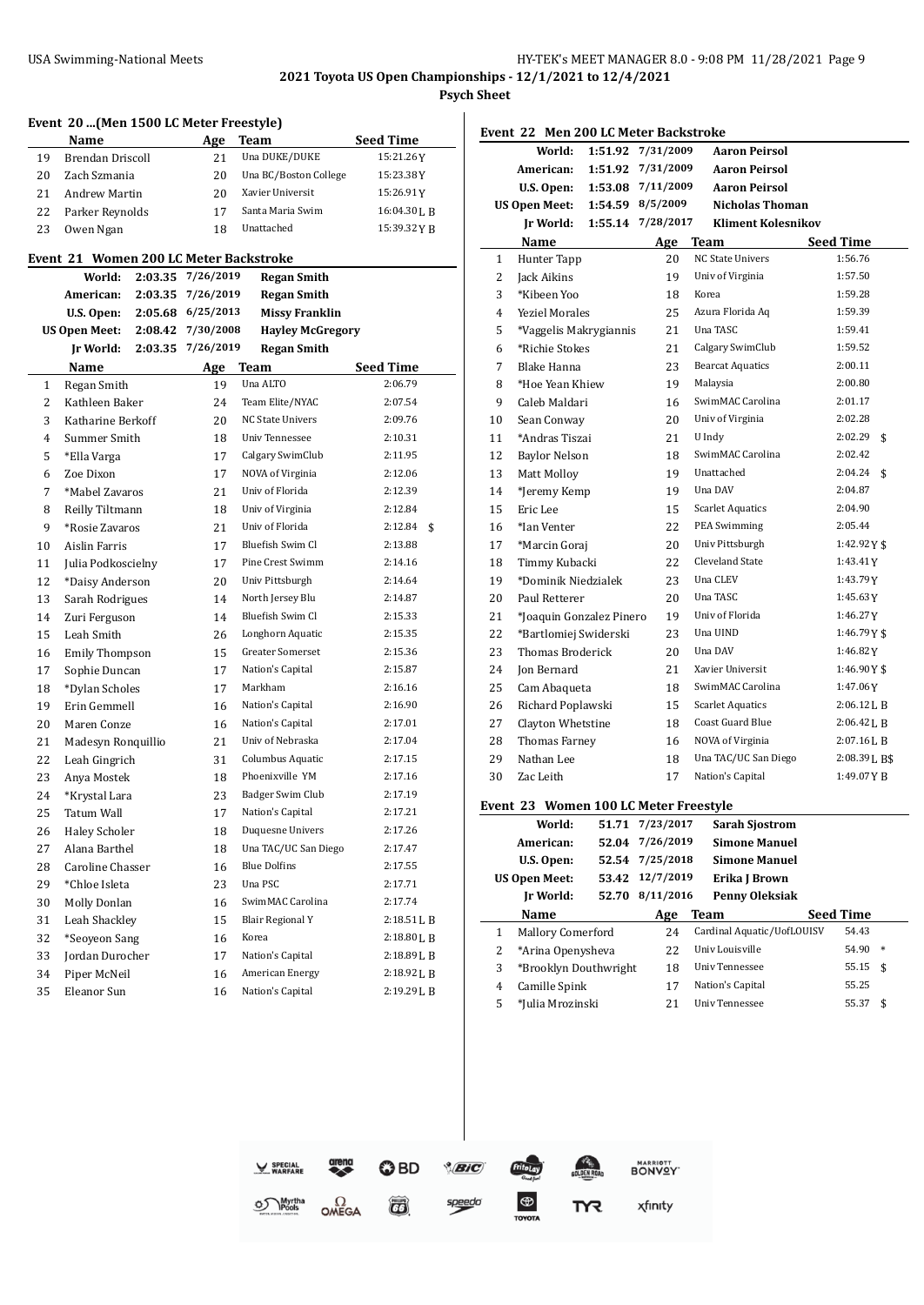**2021 Toyota US Open Championships - 12/1/2021 to 12/4/2021**

**Psych Sheet**

### Event 20 ...(Men 1500 LC Meter Freestyle)

| | Name | Age | Team | Seed Time |
|---|---|---|---|---|
| 19 | Brendan Driscoll | 21 | Una DUKE/DUKE | 15:21.26Y |
| 20 | Zach Szmania | 20 | Una BC/Boston College | 15:23.38Y |
| 21 | Andrew Martin | 20 | Xavier Universit | 15:26.91Y |
| 22 | Parker Reynolds | 17 | Santa Maria Swim | 16:04.30L B |
| 23 | Owen Ngan | 18 | Unattached | 15:39.32Y B |

### Event 21 Women 200 LC Meter Backstroke

| | | | |
|---|---|---|---|
| World: | 2:03.35 | 7/26/2019 | Regan Smith |
| American: | 2:03.35 | 7/26/2019 | Regan Smith |
| U.S. Open: | 2:05.68 | 6/25/2013 | Missy Franklin |
| US Open Meet: | 2:08.42 | 7/30/2008 | Hayley McGregory |
| Jr World: | 2:03.35 | 7/26/2019 | Regan Smith |

| | Name | Age | Team | Seed Time |
|---|---|---|---|---|
| 1 | Regan Smith | 19 | Una ALTO | 2:06.79 |
| 2 | Kathleen Baker | 24 | Team Elite/NYAC | 2:07.54 |
| 3 | Katharine Berkoff | 20 | NC State Univers | 2:09.76 |
| 4 | Summer Smith | 18 | Univ Tennessee | 2:10.31 |
| 5 | *Ella Varga | 17 | Calgary SwimClub | 2:11.95 |
| 6 | Zoe Dixon | 17 | NOVA of Virginia | 2:12.06 |
| 7 | *Mabel Zavaros | 21 | Univ of Florida | 2:12.39 |
| 8 | Reilly Tiltmann | 18 | Univ of Virginia | 2:12.84 |
| 9 | *Rosie Zavaros | 21 | Univ of Florida | 2:12.84 $ |
| 10 | Aislin Farris | 17 | Bluefish Swim Cl | 2:13.88 |
| 11 | Julia Podkoscielny | 17 | Pine Crest Swimm | 2:14.16 |
| 12 | *Daisy Anderson | 20 | Univ Pittsburgh | 2:14.64 |
| 13 | Sarah Rodrigues | 14 | North Jersey Blu | 2:14.87 |
| 14 | Zuri Ferguson | 14 | Bluefish Swim Cl | 2:15.33 |
| 15 | Leah Smith | 26 | Longhorn Aquatic | 2:15.35 |
| 16 | Emily Thompson | 15 | Greater Somerset | 2:15.36 |
| 17 | Sophie Duncan | 17 | Nation's Capital | 2:15.87 |
| 18 | *Dylan Scholes | 17 | Markham | 2:16.16 |
| 19 | Erin Gemmell | 16 | Nation's Capital | 2:16.90 |
| 20 | Maren Conze | 16 | Nation's Capital | 2:17.01 |
| 21 | Madesyn Ronquillio | 21 | Univ of Nebraska | 2:17.04 |
| 22 | Leah Gingrich | 31 | Columbus Aquatic | 2:17.15 |
| 23 | Anya Mostek | 18 | Phoenixville YM | 2:17.16 |
| 24 | *Krystal Lara | 23 | Badger Swim Club | 2:17.19 |
| 25 | Tatum Wall | 17 | Nation's Capital | 2:17.21 |
| 26 | Haley Scholer | 18 | Duquesne Univers | 2:17.26 |
| 27 | Alana Barthel | 18 | Una TAC/UC San Diego | 2:17.47 |
| 28 | Caroline Chasser | 16 | Blue Dolfins | 2:17.55 |
| 29 | *Chloe Isleta | 23 | Una PSC | 2:17.71 |
| 30 | Molly Donlan | 16 | SwimMAC Carolina | 2:17.74 |
| 31 | Leah Shackley | 15 | Blair Regional Y | 2:18.51L B |
| 32 | *Seoyeon Sang | 16 | Korea | 2:18.80L B |
| 33 | Jordan Durocher | 17 | Nation's Capital | 2:18.89L B |
| 34 | Piper McNeil | 16 | American Energy | 2:18.92L B |
| 35 | Eleanor Sun | 16 | Nation's Capital | 2:19.29L B |

### Event 22 Men 200 LC Meter Backstroke

| | | | |
|---|---|---|---|
| World: | 1:51.92 | 7/31/2009 | Aaron Peirsol |
| American: | 1:51.92 | 7/31/2009 | Aaron Peirsol |
| U.S. Open: | 1:53.08 | 7/11/2009 | Aaron Peirsol |
| US Open Meet: | 1:54.59 | 8/5/2009 | Nicholas Thoman |
| Jr World: | 1:55.14 | 7/28/2017 | Kliment Kolesnikov |

| | Name | Age | Team | Seed Time |
|---|---|---|---|---|
| 1 | Hunter Tapp | 20 | NC State Univers | 1:56.76 |
| 2 | Jack Aikins | 19 | Univ of Virginia | 1:57.50 |
| 3 | *Kibeen Yoo | 18 | Korea | 1:59.28 |
| 4 | Yeziel Morales | 25 | Azura Florida Aq | 1:59.39 |
| 5 | *Vaggelis Makrygiannis | 21 | Una TASC | 1:59.41 |
| 6 | *Richie Stokes | 21 | Calgary SwimClub | 1:59.52 |
| 7 | Blake Hanna | 23 | Bearcat Aquatics | 2:00.11 |
| 8 | *Hoe Yean Khiew | 19 | Malaysia | 2:00.80 |
| 9 | Caleb Maldari | 16 | SwimMAC Carolina | 2:01.17 |
| 10 | Sean Conway | 20 | Univ of Virginia | 2:02.28 |
| 11 | *Andras Tiszai | 21 | U Indy | 2:02.29 $ |
| 12 | Baylor Nelson | 18 | SwimMAC Carolina | 2:02.42 |
| 13 | Matt Molloy | 19 | Unattached | 2:04.24 $ |
| 14 | *Jeremy Kemp | 19 | Una DAV | 2:04.87 |
| 15 | Eric Lee | 15 | Scarlet Aquatics | 2:04.90 |
| 16 | *Ian Venter | 22 | PEA Swimming | 2:05.44 |
| 17 | *Marcin Goraj | 20 | Univ Pittsburgh | 1:42.92Y $ |
| 18 | Timmy Kubacki | 22 | Cleveland State | 1:43.41Y |
| 19 | *Dominik Niedzialek | 23 | Una CLEV | 1:43.79Y |
| 20 | Paul Retterer | 20 | Una TASC | 1:45.63Y |
| 21 | *Joaquin Gonzalez Pinero | 19 | Univ of Florida | 1:46.27Y |
| 22 | *Bartlomiej Swiderski | 23 | Una UIND | 1:46.79Y $ |
| 23 | Thomas Broderick | 20 | Una DAV | 1:46.82Y |
| 24 | Jon Bernard | 21 | Xavier Universit | 1:46.90Y $ |
| 25 | Cam Abaqueta | 18 | SwimMAC Carolina | 1:47.06Y |
| 26 | Richard Poplawski | 15 | Scarlet Aquatics | 2:06.12L B |
| 27 | Clayton Whetstine | 18 | Coast Guard Blue | 2:06.42L B |
| 28 | Thomas Farney | 16 | NOVA of Virginia | 2:07.16L B |
| 29 | Nathan Lee | 18 | Una TAC/UC San Diego | 2:08.39L B$ |
| 30 | Zac Leith | 17 | Nation's Capital | 1:49.07Y B |

### Event 23 Women 100 LC Meter Freestyle

| | | | |
|---|---|---|---|
| World: | 51.71 | 7/23/2017 | Sarah Sjostrom |
| American: | 52.04 | 7/26/2019 | Simone Manuel |
| U.S. Open: | 52.54 | 7/25/2018 | Simone Manuel |
| US Open Meet: | 53.42 | 12/7/2019 | Erika J Brown |
| Jr World: | 52.70 | 8/11/2016 | Penny Oleksiak |

| | Name | Age | Team | Seed Time |
|---|---|---|---|---|
| 1 | Mallory Comerford | 24 | Cardinal Aquatic/UofLOUISV | 54.43 |
| 2 | *Arina Openysheva | 22 | Univ Louisville | 54.90 * |
| 3 | *Brooklyn Douthwright | 18 | Univ Tennessee | 55.15 $ |
| 4 | Camille Spink | 17 | Nation's Capital | 55.25 |
| 5 | *Julia Mrozinski | 21 | Univ Tennessee | 55.37 $ |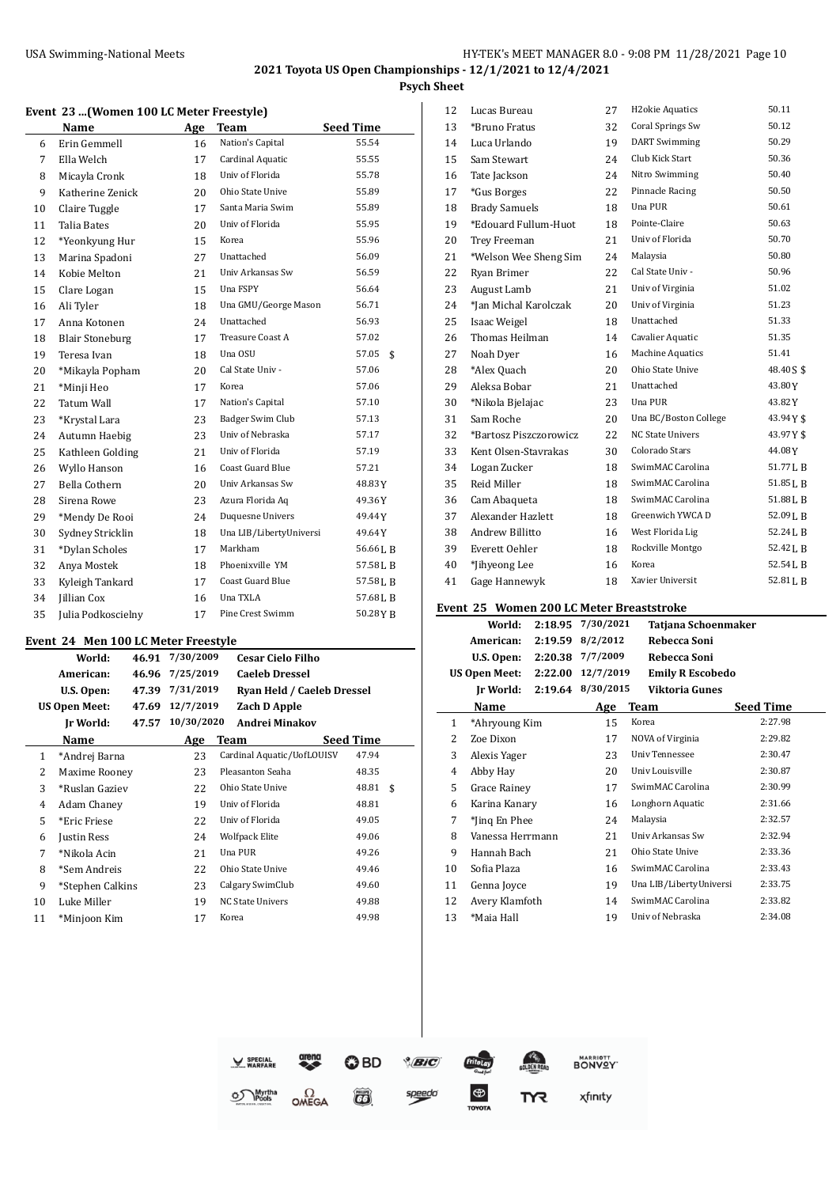## 2021 Toyota US Open Championships - 12/1/2021 to 12/4/2021

### Psych Sheet

### Event 23 ...(Women 100 LC Meter Freestyle)

| | Name | Age | Team | Seed Time | |
|---|---|---|---|---|---|
| 6 | Erin Gemmell | 16 | Nation's Capital | 55.54 | |
| 7 | Ella Welch | 17 | Cardinal Aquatic | 55.55 | |
| 8 | Micayla Cronk | 18 | Univ of Florida | 55.78 | |
| 9 | Katherine Zenick | 20 | Ohio State Unive | 55.89 | |
| 10 | Claire Tuggle | 17 | Santa Maria Swim | 55.89 | |
| 11 | Talia Bates | 20 | Univ of Florida | 55.95 | |
| 12 | *Yeonkyung Hur | 15 | Korea | 55.96 | |
| 13 | Marina Spadoni | 27 | Unattached | 56.09 | |
| 14 | Kobie Melton | 21 | Univ Arkansas Sw | 56.59 | |
| 15 | Clare Logan | 15 | Una FSPY | 56.64 | |
| 16 | Ali Tyler | 18 | Una GMU/George Mason | 56.71 | |
| 17 | Anna Kotonen | 24 | Unattached | 56.93 | |
| 18 | Blair Stoneburg | 17 | Treasure Coast A | 57.02 | |
| 19 | Teresa Ivan | 18 | Una OSU | 57.05 | $ |
| 20 | *Mikayla Popham | 20 | Cal State Univ - | 57.06 | |
| 21 | *Minji Heo | 17 | Korea | 57.06 | |
| 22 | Tatum Wall | 17 | Nation's Capital | 57.10 | |
| 23 | *Krystal Lara | 23 | Badger Swim Club | 57.13 | |
| 24 | Autumn Haebig | 23 | Univ of Nebraska | 57.17 | |
| 25 | Kathleen Golding | 21 | Univ of Florida | 57.19 | |
| 26 | Wyllo Hanson | 16 | Coast Guard Blue | 57.21 | |
| 27 | Bella Cothern | 20 | Univ Arkansas Sw | 48.83Y | |
| 28 | Sirena Rowe | 23 | Azura Florida Aq | 49.36Y | |
| 29 | *Mendy De Rooi | 24 | Duquesne Univers | 49.44Y | |
| 30 | Sydney Stricklin | 18 | Una LIB/LibertyUniversi | 49.64Y | |
| 31 | *Dylan Scholes | 17 | Markham | 56.66L B | |
| 32 | Anya Mostek | 18 | Phoenixville YM | 57.58L B | |
| 33 | Kyleigh Tankard | 17 | Coast Guard Blue | 57.58L B | |
| 34 | Jillian Cox | 16 | Una TXLA | 57.68L B | |
| 35 | Julia Podkoscielny | 17 | Pine Crest Swimm | 50.28Y B | |

### Event 24 Men 100 LC Meter Freestyle

| | | | |
|---|---|---|---|
| World: | 46.91 | 7/30/2009 | Cesar Cielo Filho |
| American: | 46.96 | 7/25/2019 | Caeleb Dressel |
| U.S. Open: | 47.39 | 7/31/2019 | Ryan Held / Caeleb Dressel |
| US Open Meet: | 47.69 | 12/7/2019 | Zach D Apple |
| Jr World: | 47.57 | 10/30/2020 | Andrei Minakov |

| | Name | Age | Team | Seed Time | |
|---|---|---|---|---|---|
| 1 | *Andrej Barna | 23 | Cardinal Aquatic/UofLOUISV | 47.94 | |
| 2 | Maxime Rooney | 23 | Pleasanton Seaha | 48.35 | |
| 3 | *Ruslan Gaziev | 22 | Ohio State Unive | 48.81 | $ |
| 4 | Adam Chaney | 19 | Univ of Florida | 48.81 | |
| 5 | *Eric Friese | 22 | Univ of Florida | 49.05 | |
| 6 | Justin Ress | 24 | Wolfpack Elite | 49.06 | |
| 7 | *Nikola Acin | 21 | Una PUR | 49.26 | |
| 8 | *Sem Andreis | 22 | Ohio State Unive | 49.46 | |
| 9 | *Stephen Calkins | 23 | Calgary SwimClub | 49.60 | |
| 10 | Luke Miller | 19 | NC State Univers | 49.88 | |
| 11 | *Minjoon Kim | 17 | Korea | 49.98 | |
| 12 | Lucas Bureau | 27 | H2okie Aquatics | 50.11 | |
| 13 | *Bruno Fratus | 32 | Coral Springs Sw | 50.12 | |
| 14 | Luca Urlando | 19 | DART Swimming | 50.29 | |
| 15 | Sam Stewart | 24 | Club Kick Start | 50.36 | |
| 16 | Tate Jackson | 24 | Nitro Swimming | 50.40 | |
| 17 | *Gus Borges | 22 | Pinnacle Racing | 50.50 | |
| 18 | Brady Samuels | 18 | Una PUR | 50.61 | |
| 19 | *Edouard Fullum-Huot | 18 | Pointe-Claire | 50.63 | |
| 20 | Trey Freeman | 21 | Univ of Florida | 50.70 | |
| 21 | *Welson Wee Sheng Sim | 24 | Malaysia | 50.80 | |
| 22 | Ryan Brimer | 22 | Cal State Univ - | 50.96 | |
| 23 | August Lamb | 21 | Univ of Virginia | 51.02 | |
| 24 | *Jan Michal Karolczak | 20 | Univ of Virginia | 51.23 | |
| 25 | Isaac Weigel | 18 | Unattached | 51.33 | |
| 26 | Thomas Heilman | 14 | Cavalier Aquatic | 51.35 | |
| 27 | Noah Dyer | 16 | Machine Aquatics | 51.41 | |
| 28 | *Alex Quach | 20 | Ohio State Unive | 48.40S $ | |
| 29 | Aleksa Bobar | 21 | Unattached | 43.80Y | |
| 30 | *Nikola Bjelajac | 23 | Una PUR | 43.82Y | |
| 31 | Sam Roche | 20 | Una BC/Boston College | 43.94Y $ | |
| 32 | *Bartosz Piszczorowicz | 22 | NC State Univers | 43.97Y $ | |
| 33 | Kent Olsen-Stavrakas | 30 | Colorado Stars | 44.08Y | |
| 34 | Logan Zucker | 18 | SwimMAC Carolina | 51.77L B | |
| 35 | Reid Miller | 18 | SwimMAC Carolina | 51.85L B | |
| 36 | Cam Abaqueta | 18 | SwimMAC Carolina | 51.88L B | |
| 37 | Alexander Hazlett | 18 | Greenwich YWCA D | 52.09L B | |
| 38 | Andrew Billitto | 16 | West Florida Lig | 52.24L B | |
| 39 | Everett Oehler | 18 | Rockville Montgo | 52.42L B | |
| 40 | *Jihyeong Lee | 16 | Korea | 52.54L B | |
| 41 | Gage Hannewyk | 18 | Xavier Universit | 52.81L B | |

### Event 25 Women 200 LC Meter Breaststroke

| | | | |
|---|---|---|---|
| World: | 2:18.95 | 7/30/2021 | Tatjana Schoenmaker |
| American: | 2:19.59 | 8/2/2012 | Rebecca Soni |
| U.S. Open: | 2:20.38 | 7/7/2009 | Rebecca Soni |
| US Open Meet: | 2:22.00 | 12/7/2019 | Emily R Escobedo |
| Jr World: | 2:19.64 | 8/30/2015 | Viktoria Gunes |

| | Name | Age | Team | Seed Time |
|---|---|---|---|---|
| 1 | *Ahryoung Kim | 15 | Korea | 2:27.98 |
| 2 | Zoe Dixon | 17 | NOVA of Virginia | 2:29.82 |
| 3 | Alexis Yager | 23 | Univ Tennessee | 2:30.47 |
| 4 | Abby Hay | 20 | Univ Louisville | 2:30.87 |
| 5 | Grace Rainey | 17 | SwimMAC Carolina | 2:30.99 |
| 6 | Karina Kanary | 16 | Longhorn Aquatic | 2:31.66 |
| 7 | *Jinq En Phee | 24 | Malaysia | 2:32.57 |
| 8 | Vanessa Herrmann | 21 | Univ Arkansas Sw | 2:32.94 |
| 9 | Hannah Bach | 21 | Ohio State Unive | 2:33.36 |
| 10 | Sofia Plaza | 16 | SwimMAC Carolina | 2:33.43 |
| 11 | Genna Joyce | 19 | Una LIB/LibertyUniversi | 2:33.75 |
| 12 | Avery Klamfoth | 14 | SwimMAC Carolina | 2:33.82 |
| 13 | *Maia Hall | 19 | Univ of Nebraska | 2:34.08 |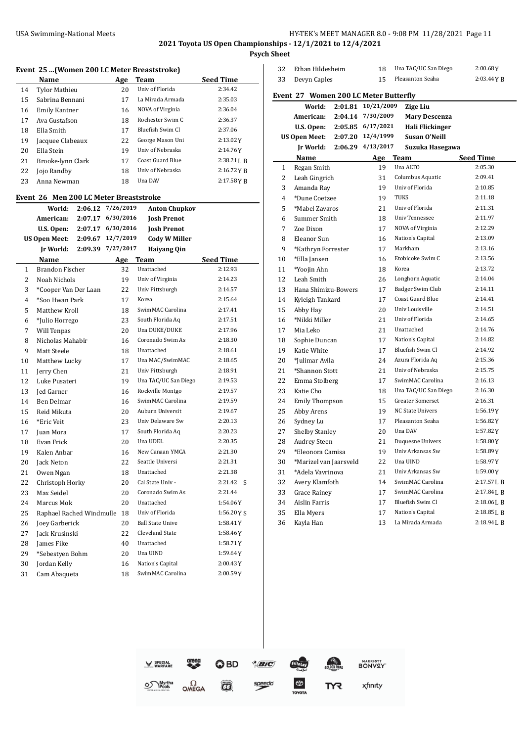**2021 Toyota US Open Championships - 12/1/2021 to 12/4/2021**

**Psych Sheet**

### Event 25 ...(Women 200 LC Meter Breaststroke)

| | Name | Age | Team | Seed Time |
|---|---|---|---|---|
| 14 | Tylor Mathieu | 20 | Univ of Florida | 2:34.42 |
| 15 | Sabrina Bennani | 17 | La Mirada Armada | 2:35.03 |
| 16 | Emily Kantner | 16 | NOVA of Virginia | 2:36.04 |
| 17 | Ava Gustafson | 18 | Rochester Swim C | 2:36.37 |
| 18 | Ella Smith | 17 | Bluefish Swim Cl | 2:37.06 |
| 19 | Jacquee Clabeaux | 22 | George Mason Uni | 2:13.02Y |
| 20 | Ella Stein | 19 | Univ of Nebraska | 2:14.76Y |
| 21 | Brooke-lynn Clark | 17 | Coast Guard Blue | 2:38.21L B |
| 22 | Jojo Randby | 18 | Univ of Nebraska | 2:16.72Y B |
| 23 | Anna Newman | 18 | Una DAV | 2:17.58Y B |

### Event 26 Men 200 LC Meter Breaststroke

| | | | |
|---|---|---|---|
| World: | 2:06.12 | 7/26/2019 | Anton Chupkov |
| American: | 2:07.17 | 6/30/2016 | Josh Prenot |
| U.S. Open: | 2:07.17 | 6/30/2016 | Josh Prenot |
| US Open Meet: | 2:09.67 | 12/7/2019 | Cody W Miller |
| Jr World: | 2:09.39 | 7/27/2017 | Haiyang Qin |

| | Name | Age | Team | Seed Time |
|---|---|---|---|---|
| 1 | Brandon Fischer | 32 | Unattached | 2:12.93 |
| 2 | Noah Nichols | 19 | Univ of Virginia | 2:14.23 |
| 3 | *Cooper Van Der Laan | 22 | Univ Pittsburgh | 2:14.57 |
| 4 | *Soo Hwan Park | 17 | Korea | 2:15.64 |
| 5 | Matthew Kroll | 18 | SwimMAC Carolina | 2:17.41 |
| 6 | *Julio Horrego | 23 | South Florida Aq | 2:17.51 |
| 7 | Will Tenpas | 20 | Una DUKE/DUKE | 2:17.96 |
| 8 | Nicholas Mahabir | 16 | Coronado Swim As | 2:18.30 |
| 9 | Matt Steele | 18 | Unattached | 2:18.61 |
| 10 | Matthew Lucky | 17 | Una MAC/SwimMAC | 2:18.65 |
| 11 | Jerry Chen | 21 | Univ Pittsburgh | 2:18.91 |
| 12 | Luke Pusateri | 19 | Una TAC/UC San Diego | 2:19.53 |
| 13 | Jed Garner | 16 | Rockville Montgo | 2:19.57 |
| 14 | Ben Delmar | 16 | SwimMAC Carolina | 2:19.59 |
| 15 | Reid Mikuta | 20 | Auburn Universit | 2:19.67 |
| 16 | *Eric Veit | 23 | Univ Delaware Sw | 2:20.13 |
| 17 | Juan Mora | 17 | South Florida Aq | 2:20.23 |
| 18 | Evan Frick | 20 | Una UDEL | 2:20.35 |
| 19 | Kalen Anbar | 16 | New Canaan YMCA | 2:21.30 |
| 20 | Jack Neton | 22 | Seattle Universi | 2:21.31 |
| 21 | Owen Ngan | 18 | Unattached | 2:21.38 |
| 22 | Christoph Horky | 20 | Cal State Univ - | 2:21.42 $ |
| 23 | Max Seidel | 20 | Coronado Swim As | 2:21.44 |
| 24 | Marcus Mok | 20 | Unattached | 1:54.06Y |
| 25 | Raphael Rached Windmulle | 18 | Univ of Florida | 1:56.20Y $ |
| 26 | Joey Garberick | 20 | Ball State Unive | 1:58.41Y |
| 27 | Jack Krusinski | 22 | Cleveland State | 1:58.46Y |
| 28 | James Fike | 40 | Unattached | 1:58.71Y |
| 29 | *Sebestyen Bohm | 20 | Una UIND | 1:59.64Y |
| 30 | Jordan Kelly | 16 | Nation's Capital | 2:00.43Y |
| 31 | Cam Abaqueta | 18 | SwimMAC Carolina | 2:00.59Y |
| 32 | Ethan Hildesheim | 18 | Una TAC/UC San Diego | 2:00.68Y |
| 33 | Devyn Caples | 15 | Pleasanton Seaha | 2:03.44Y B |

### Event 27 Women 200 LC Meter Butterfly

| | | | |
|---|---|---|---|
| World: | 2:01.81 | 10/21/2009 | Zige Liu |
| American: | 2:04.14 | 7/30/2009 | Mary Descenza |
| U.S. Open: | 2:05.85 | 6/17/2021 | Hali Flickinger |
| US Open Meet: | 2:07.20 | 12/4/1999 | Susan O'Neill |
| Jr World: | 2:06.29 | 4/13/2017 | Suzuka Hasegawa |

| | Name | Age | Team | Seed Time |
|---|---|---|---|---|
| 1 | Regan Smith | 19 | Una ALTO | 2:05.30 |
| 2 | Leah Gingrich | 31 | Columbus Aquatic | 2:09.41 |
| 3 | Amanda Ray | 19 | Univ of Florida | 2:10.85 |
| 4 | *Dune Coetzee | 19 | TUKS | 2:11.18 |
| 5 | *Mabel Zavaros | 21 | Univ of Florida | 2:11.31 |
| 6 | Summer Smith | 18 | Univ Tennessee | 2:11.97 |
| 7 | Zoe Dixon | 17 | NOVA of Virginia | 2:12.29 |
| 8 | Eleanor Sun | 16 | Nation's Capital | 2:13.09 |
| 9 | *Kathryn Forrester | 17 | Markham | 2:13.16 |
| 10 | *Ella Jansen | 16 | Etobicoke Swim C | 2:13.56 |
| 11 | *Yoojin Ahn | 18 | Korea | 2:13.72 |
| 12 | Leah Smith | 26 | Longhorn Aquatic | 2:14.04 |
| 13 | Hana Shimizu-Bowers | 17 | Badger Swim Club | 2:14.11 |
| 14 | Kyleigh Tankard | 17 | Coast Guard Blue | 2:14.41 |
| 15 | Abby Hay | 20 | Univ Louisville | 2:14.51 |
| 16 | *Nikki Miller | 21 | Univ of Florida | 2:14.65 |
| 17 | Mia Leko | 21 | Unattached | 2:14.76 |
| 18 | Sophie Duncan | 17 | Nation's Capital | 2:14.82 |
| 19 | Katie White | 17 | Bluefish Swim Cl | 2:14.92 |
| 20 | *Julimar Avila | 24 | Azura Florida Aq | 2:15.36 |
| 21 | *Shannon Stott | 21 | Univ of Nebraska | 2:15.75 |
| 22 | Emma Stolberg | 17 | SwimMAC Carolina | 2:16.13 |
| 23 | Katie Cho | 18 | Una TAC/UC San Diego | 2:16.30 |
| 24 | Emily Thompson | 15 | Greater Somerset | 2:16.31 |
| 25 | Abby Arens | 19 | NC State Univers | 1:56.19Y |
| 26 | Sydney Lu | 17 | Pleasanton Seaha | 1:56.82Y |
| 27 | Shelby Stanley | 20 | Una DAV | 1:57.82Y |
| 28 | Audrey Steen | 21 | Duquesne Univers | 1:58.80Y |
| 29 | *Eleonora Camisa | 19 | Univ Arkansas Sw | 1:58.89Y |
| 30 | *Marizel van Jaarsveld | 22 | Una UIND | 1:58.97Y |
| 31 | *Adela Vavrinova | 21 | Univ Arkansas Sw | 1:59.00Y |
| 32 | Avery Klamfoth | 14 | SwimMAC Carolina | 2:17.57L B |
| 33 | Grace Rainey | 17 | SwimMAC Carolina | 2:17.84L B |
| 34 | Aislin Farris | 17 | Bluefish Swim Cl | 2:18.06L B |
| 35 | Ella Myers | 17 | Nation's Capital | 2:18.85L B |
| 36 | Kayla Han | 13 | La Mirada Armada | 2:18.94L B |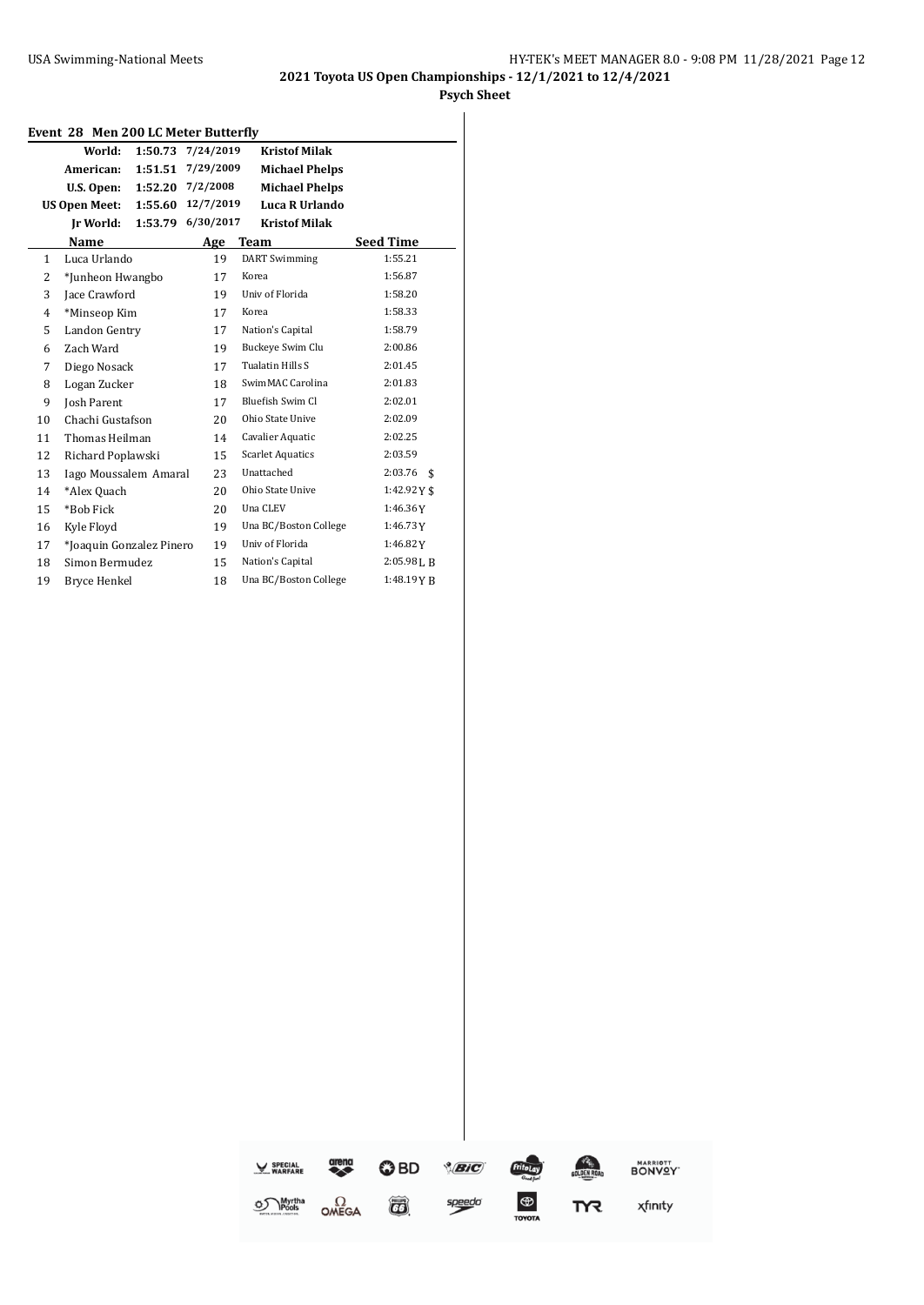**2021 Toyota US Open Championships - 12/1/2021 to 12/4/2021**

**Psych Sheet**

### Event 28 Men 200 LC Meter Butterfly

| | | | |
|---|---|---|---|
| **World:** | **1:50.73** | **7/24/2019** | **Kristof Milak** |
| **American:** | **1:51.51** | **7/29/2009** | **Michael Phelps** |
| **U.S. Open:** | **1:52.20** | **7/2/2008** | **Michael Phelps** |
| **US Open Meet:** | **1:55.60** | **12/7/2019** | **Luca R Urlando** |
| **Jr World:** | **1:53.79** | **6/30/2017** | **Kristof Milak** |

| | Name | Age | Team | Seed Time |
|---|---|---|---|---|
| 1 | Luca Urlando | 19 | DART Swimming | 1:55.21 |
| 2 | *Junheon Hwangbo | 17 | Korea | 1:56.87 |
| 3 | Jace Crawford | 19 | Univ of Florida | 1:58.20 |
| 4 | *Minseop Kim | 17 | Korea | 1:58.33 |
| 5 | Landon Gentry | 17 | Nation's Capital | 1:58.79 |
| 6 | Zach Ward | 19 | Buckeye Swim Clu | 2:00.86 |
| 7 | Diego Nosack | 17 | Tualatin Hills S | 2:01.45 |
| 8 | Logan Zucker | 18 | SwimMAC Carolina | 2:01.83 |
| 9 | Josh Parent | 17 | Bluefish Swim Cl | 2:02.01 |
| 10 | Chachi Gustafson | 20 | Ohio State Unive | 2:02.09 |
| 11 | Thomas Heilman | 14 | Cavalier Aquatic | 2:02.25 |
| 12 | Richard Poplawski | 15 | Scarlet Aquatics | 2:03.59 |
| 13 | Iago Moussalem Amaral | 23 | Unattached | 2:03.76 $ |
| 14 | *Alex Quach | 20 | Ohio State Unive | 1:42.92Y $ |
| 15 | *Bob Fick | 20 | Una CLEV | 1:46.36Y |
| 16 | Kyle Floyd | 19 | Una BC/Boston College | 1:46.73Y |
| 17 | *Joaquin Gonzalez Pinero | 19 | Univ of Florida | 1:46.82Y |
| 18 | Simon Bermudez | 15 | Nation's Capital | 2:05.98L B |
| 19 | Bryce Henkel | 18 | Una BC/Boston College | 1:48.19Y B |